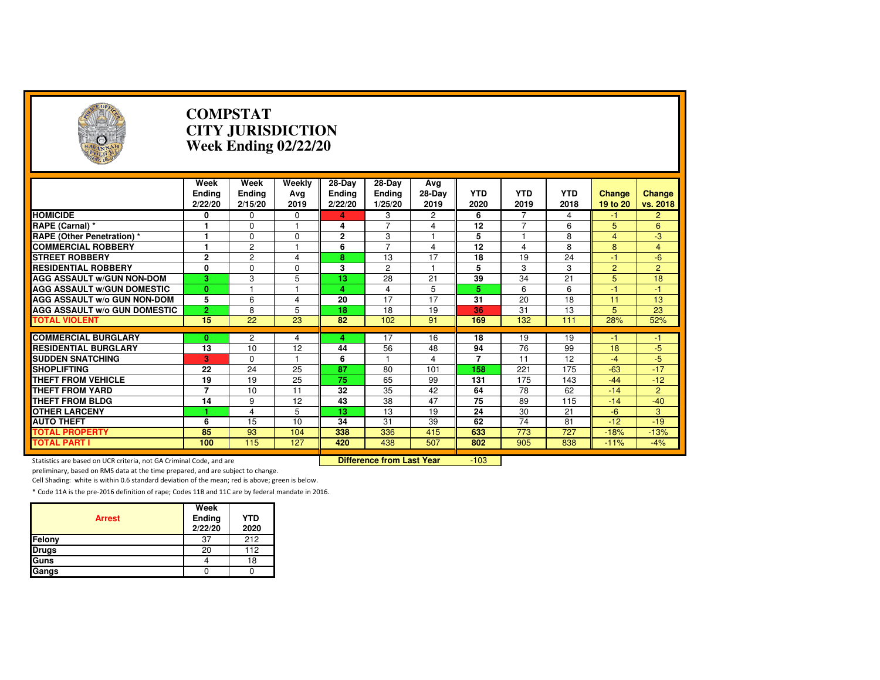# COMPSTAT
# CITY JURISDICTION
# Week Ending 02/22/20

| | Week Ending 2/22/20 | Week Ending 2/15/20 | Weekly Avg 2019 | 28-Day Ending 2/22/20 | 28-Day Ending 1/25/20 | Avg 28-Day 2019 | YTD 2020 | YTD 2019 | YTD 2018 | Change 19 to 20 | Change vs. 2018 |
|---|---|---|---|---|---|---|---|---|---|---|---|
| **HOMICIDE** | 0 | 0 | 0 | 4 | 3 | 2 | 6 | 7 | 4 | -1 | 2 |
| **RAPE (Carnal) *** | 1 | 0 | 1 | 4 | 7 | 4 | 12 | 7 | 6 | 5 | 6 |
| **RAPE (Other Penetration) *** | 1 | 0 | 0 | 2 | 3 | 1 | 5 | 1 | 8 | 4 | -3 |
| **COMMERCIAL ROBBERY** | 1 | 2 | 1 | 6 | 7 | 4 | 12 | 4 | 8 | 8 | 4 |
| **STREET ROBBERY** | 2 | 2 | 4 | 8 | 13 | 17 | 18 | 19 | 24 | -1 | -6 |
| **RESIDENTIAL ROBBERY** | 0 | 0 | 0 | 3 | 2 | 1 | 5 | 3 | 3 | 2 | 2 |
| **AGG ASSAULT w/GUN NON-DOM** | 3 | 3 | 5 | 13 | 28 | 21 | 39 | 34 | 21 | 5 | 18 |
| **AGG ASSAULT w/GUN DOMESTIC** | 0 | 1 | 1 | 4 | 4 | 5 | 5 | 6 | 6 | -1 | -1 |
| **AGG ASSAULT w/o GUN NON-DOM** | 5 | 6 | 4 | 20 | 17 | 17 | 31 | 20 | 18 | 11 | 13 |
| **AGG ASSAULT w/o GUN DOMESTIC** | 2 | 8 | 5 | 18 | 18 | 19 | 36 | 31 | 13 | 5 | 23 |
| **TOTAL VIOLENT** | 15 | 22 | 23 | 82 | 102 | 91 | 169 | 132 | 111 | 28% | 52% |
| **COMMERCIAL BURGLARY** | 0 | 2 | 4 | 4 | 17 | 16 | 18 | 19 | 19 | -1 | -1 |
| **RESIDENTIAL BURGLARY** | 13 | 10 | 12 | 44 | 56 | 48 | 94 | 76 | 99 | 18 | -5 |
| **SUDDEN SNATCHING** | 3 | 0 | 1 | 6 | 1 | 4 | 7 | 11 | 12 | -4 | -5 |
| **SHOPLIFTING** | 22 | 24 | 25 | 87 | 80 | 101 | 158 | 221 | 175 | -63 | -17 |
| **THEFT FROM VEHICLE** | 19 | 19 | 25 | 75 | 65 | 99 | 131 | 175 | 143 | -44 | -12 |
| **THEFT FROM YARD** | 7 | 10 | 11 | 32 | 35 | 42 | 64 | 78 | 62 | -14 | 2 |
| **THEFT FROM BLDG** | 14 | 9 | 12 | 43 | 38 | 47 | 75 | 89 | 115 | -14 | -40 |
| **OTHER LARCENY** | 1 | 4 | 5 | 13 | 13 | 19 | 24 | 30 | 21 | -6 | 3 |
| **AUTO THEFT** | 6 | 15 | 10 | 34 | 31 | 39 | 62 | 74 | 81 | -12 | -19 |
| **TOTAL PROPERTY** | 85 | 93 | 104 | 338 | 336 | 415 | 633 | 773 | 727 | -18% | -13% |
| **TOTAL PART I** | 100 | 115 | 127 | 420 | 438 | 507 | 802 | 905 | 838 | -11% | -4% |

**Difference from Last Year**: -103

Statistics are based on UCR criteria, not GA Criminal Code, and are preliminary, based on RMS data at the time prepared, and are subject to change.

Cell Shading: white is within 0.6 standard deviation of the mean; red is above; green is below.

* Code 11A is the pre-2016 definition of rape; Codes 11B and 11C are by federal mandate in 2016.

| Arrest | Week Ending 2/22/20 | YTD 2020 |
|---|---|---|
| Felony | 37 | 212 |
| Drugs | 20 | 112 |
| Guns | 4 | 18 |
| Gangs | 0 | 0 |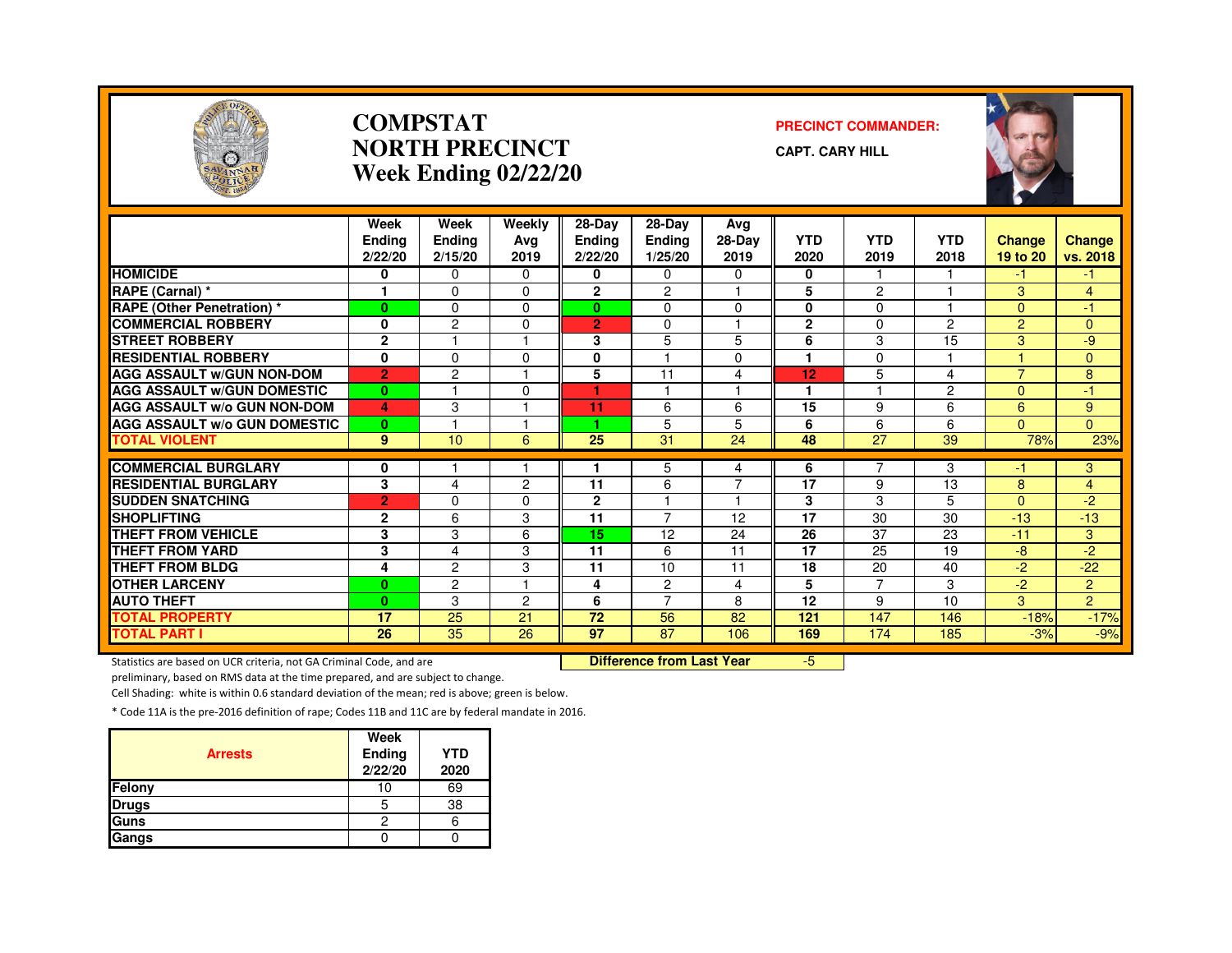# COMPSTAT
# NORTH PRECINCT
# Week Ending 02/22/20

**PRECINCT COMMANDER:**

**CAPT. CARY HILL**

| | Week Ending 2/22/20 | Week Ending 2/15/20 | Weekly Avg 2019 | 28-Day Ending 2/22/20 | 28-Day Ending 1/25/20 | Avg 28-Day 2019 | YTD 2020 | YTD 2019 | YTD 2018 | Change 19 to 20 | Change vs. 2018 |
|---|---|---|---|---|---|---|---|---|---|---|---|
| HOMICIDE | 0 | 0 | 0 | 0 | 0 | 0 | 0 | 1 | 1 | -1 | -1 |
| RAPE (Carnal) * | 1 | 0 | 0 | 2 | 2 | 1 | 5 | 2 | 1 | 3 | 4 |
| RAPE (Other Penetration) * | 0 | 0 | 0 | 0 | 0 | 0 | 0 | 0 | 1 | 0 | -1 |
| COMMERCIAL ROBBERY | 0 | 2 | 0 | 2 | 0 | 1 | 2 | 0 | 2 | 2 | 0 |
| STREET ROBBERY | 2 | 1 | 1 | 3 | 5 | 5 | 6 | 3 | 15 | 3 | -9 |
| RESIDENTIAL ROBBERY | 0 | 0 | 0 | 0 | 1 | 0 | 1 | 0 | 1 | 1 | 0 |
| AGG ASSAULT w/GUN NON-DOM | 2 | 2 | 1 | 5 | 11 | 4 | 12 | 5 | 4 | 7 | 8 |
| AGG ASSAULT w/GUN DOMESTIC | 0 | 1 | 0 | 1 | 1 | 1 | 1 | 1 | 2 | 0 | -1 |
| AGG ASSAULT w/o GUN NON-DOM | 4 | 3 | 1 | 11 | 6 | 6 | 15 | 9 | 6 | 6 | 9 |
| AGG ASSAULT w/o GUN DOMESTIC | 0 | 1 | 1 | 1 | 5 | 5 | 6 | 6 | 6 | 0 | 0 |
| TOTAL VIOLENT | 9 | 10 | 6 | 25 | 31 | 24 | 48 | 27 | 39 | 78% | 23% |
| COMMERCIAL BURGLARY | 0 | 1 | 1 | 1 | 5 | 4 | 6 | 7 | 3 | -1 | 3 |
| RESIDENTIAL BURGLARY | 3 | 4 | 2 | 11 | 6 | 7 | 17 | 9 | 13 | 8 | 4 |
| SUDDEN SNATCHING | 2 | 0 | 0 | 2 | 1 | 1 | 3 | 3 | 5 | 0 | -2 |
| SHOPLIFTING | 2 | 6 | 3 | 11 | 7 | 12 | 17 | 30 | 30 | -13 | -13 |
| THEFT FROM VEHICLE | 3 | 3 | 6 | 15 | 12 | 24 | 26 | 37 | 23 | -11 | 3 |
| THEFT FROM YARD | 3 | 4 | 3 | 11 | 6 | 11 | 17 | 25 | 19 | -8 | -2 |
| THEFT FROM BLDG | 4 | 2 | 3 | 11 | 10 | 11 | 18 | 20 | 40 | -2 | -22 |
| OTHER LARCENY | 0 | 2 | 1 | 4 | 2 | 4 | 5 | 7 | 3 | -2 | 2 |
| AUTO THEFT | 0 | 3 | 2 | 6 | 7 | 8 | 12 | 9 | 10 | 3 | 2 |
| TOTAL PROPERTY | 17 | 25 | 21 | 72 | 56 | 82 | 121 | 147 | 146 | -18% | -17% |
| TOTAL PART I | 26 | 35 | 26 | 97 | 87 | 106 | 169 | 174 | 185 | -3% | -9% |

**Difference from Last Year** -5

Statistics are based on UCR criteria, not GA Criminal Code, and are preliminary, based on RMS data at the time prepared, and are subject to change.

Cell Shading: white is within 0.6 standard deviation of the mean; red is above; green is below.

* Code 11A is the pre-2016 definition of rape; Codes 11B and 11C are by federal mandate in 2016.

| Arrests | Week Ending 2/22/20 | YTD 2020 |
|---|---|---|
| Felony | 10 | 69 |
| Drugs | 5 | 38 |
| Guns | 2 | 6 |
| Gangs | 0 | 0 |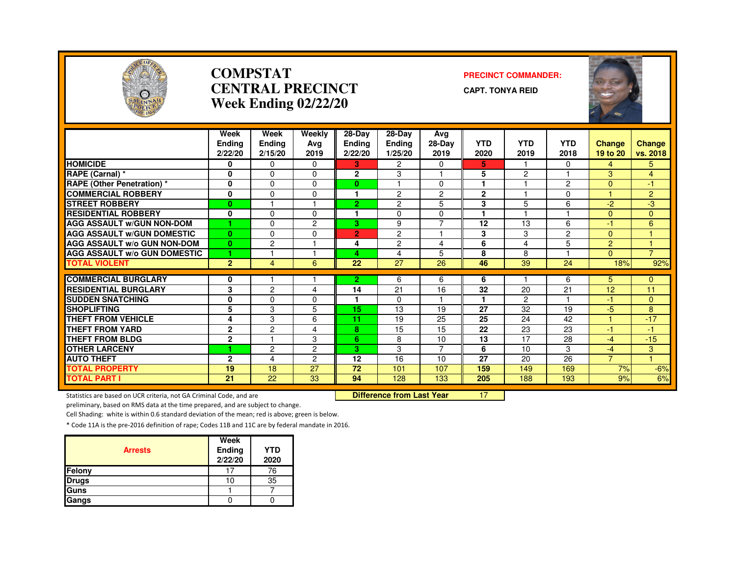# COMPSTAT
# CENTRAL PRECINCT
## Week Ending 02/22/20

**PRECINCT COMMANDER:**

**CAPT. TONYA REID**

| | Week Ending 2/22/20 | Week Ending 2/15/20 | Weekly Avg 2019 | 28-Day Ending 2/22/20 | 28-Day Ending 1/25/20 | Avg 28-Day 2019 | YTD 2020 | YTD 2019 | YTD 2018 | Change 19 to 20 | Change vs. 2018 |
|---|---|---|---|---|---|---|---|---|---|---|---|
| HOMICIDE | 0 | 0 | 0 | 3 | 2 | 0 | 5 | 1 | 0 | 4 | 5 |
| RAPE (Carnal) * | 0 | 0 | 0 | 2 | 3 | 1 | 5 | 2 | 1 | 3 | 4 |
| RAPE (Other Penetration) * | 0 | 0 | 0 | 0 | 1 | 0 | 1 | 1 | 2 | 0 | -1 |
| COMMERCIAL ROBBERY | 0 | 0 | 0 | 1 | 2 | 2 | 2 | 1 | 0 | 1 | 2 |
| STREET ROBBERY | 0 | 1 | 1 | 2 | 2 | 5 | 3 | 5 | 6 | -2 | -3 |
| RESIDENTIAL ROBBERY | 0 | 0 | 0 | 1 | 0 | 0 | 1 | 1 | 1 | 0 | 0 |
| AGG ASSAULT w/GUN NON-DOM | 1 | 0 | 2 | 3 | 9 | 7 | 12 | 13 | 6 | -1 | 6 |
| AGG ASSAULT w/GUN DOMESTIC | 0 | 0 | 0 | 2 | 2 | 1 | 3 | 3 | 2 | 0 | 1 |
| AGG ASSAULT w/o GUN NON-DOM | 0 | 2 | 1 | 4 | 2 | 4 | 6 | 4 | 5 | 2 | 1 |
| AGG ASSAULT w/o GUN DOMESTIC | 1 | 1 | 1 | 4 | 4 | 5 | 8 | 8 | 1 | 0 | 7 |
| TOTAL VIOLENT | 2 | 4 | 6 | 22 | 27 | 26 | 46 | 39 | 24 | 18% | 92% |
| COMMERCIAL BURGLARY | 0 | 1 | 1 | 2 | 6 | 6 | 6 | 1 | 6 | 5 | 0 |
| RESIDENTIAL BURGLARY | 3 | 2 | 4 | 14 | 21 | 16 | 32 | 20 | 21 | 12 | 11 |
| SUDDEN SNATCHING | 0 | 0 | 0 | 1 | 0 | 1 | 1 | 2 | 1 | -1 | 0 |
| SHOPLIFTING | 5 | 3 | 5 | 15 | 13 | 19 | 27 | 32 | 19 | -5 | 8 |
| THEFT FROM VEHICLE | 4 | 3 | 6 | 11 | 19 | 25 | 25 | 24 | 42 | 1 | -17 |
| THEFT FROM YARD | 2 | 2 | 4 | 8 | 15 | 15 | 22 | 23 | 23 | -1 | -1 |
| THEFT FROM BLDG | 2 | 1 | 3 | 6 | 8 | 10 | 13 | 17 | 28 | -4 | -15 |
| OTHER LARCENY | 1 | 2 | 2 | 3 | 3 | 7 | 6 | 10 | 3 | -4 | 3 |
| AUTO THEFT | 2 | 4 | 2 | 12 | 16 | 10 | 27 | 20 | 26 | 7 | 1 |
| TOTAL PROPERTY | 19 | 18 | 27 | 72 | 101 | 107 | 159 | 149 | 169 | 7% | -6% |
| TOTAL PART I | 21 | 22 | 33 | 94 | 128 | 133 | 205 | 188 | 193 | 9% | 6% |

**Difference from Last Year** 17

Statistics are based on UCR criteria, not GA Criminal Code, and are preliminary, based on RMS data at the time prepared, and are subject to change.

Cell Shading: white is within 0.6 standard deviation of the mean; red is above; green is below.

* Code 11A is the pre-2016 definition of rape; Codes 11B and 11C are by federal mandate in 2016.

| Arrests | Week Ending 2/22/20 | YTD 2020 |
|---|---|---|
| Felony | 17 | 76 |
| Drugs | 10 | 35 |
| Guns | 1 | 7 |
| Gangs | 0 | 0 |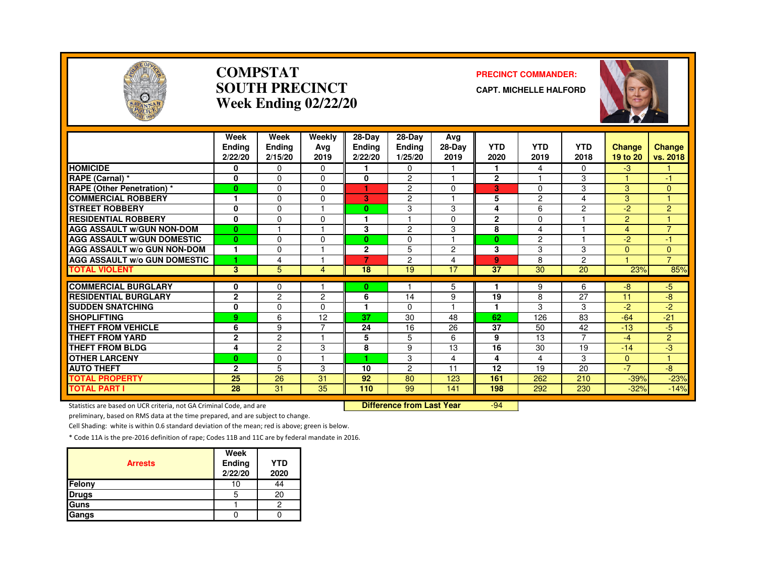# COMPSTAT
# SOUTH PRECINCT
# Week Ending 02/22/20

**PRECINCT COMMANDER:**

**CAPT. MICHELLE HALFORD**

| | Week Ending 2/22/20 | Week Ending 2/15/20 | Weekly Avg 2019 | 28-Day Ending 2/22/20 | 28-Day Ending 1/25/20 | Avg 28-Day 2019 | YTD 2020 | YTD 2019 | YTD 2018 | Change 19 to 20 | Change vs. 2018 |
|---|---|---|---|---|---|---|---|---|---|---|---|
| HOMICIDE | 0 | 0 | 0 | 1 | 0 | 1 | 1 | 4 | 0 | -3 | 1 |
| RAPE (Carnal) * | 0 | 0 | 0 | 0 | 2 | 1 | 2 | 1 | 3 | 1 | -1 |
| RAPE (Other Penetration) * | 0 | 0 | 0 | 1 | 2 | 0 | 3 | 0 | 3 | 3 | 0 |
| COMMERCIAL ROBBERY | 1 | 0 | 0 | 3 | 2 | 1 | 5 | 2 | 4 | 3 | 1 |
| STREET ROBBERY | 0 | 0 | 1 | 0 | 3 | 3 | 4 | 6 | 2 | -2 | 2 |
| RESIDENTIAL ROBBERY | 0 | 0 | 0 | 1 | 1 | 0 | 2 | 0 | 1 | 2 | 1 |
| AGG ASSAULT w/GUN NON-DOM | 0 | 1 | 1 | 3 | 2 | 3 | 8 | 4 | 1 | 4 | 7 |
| AGG ASSAULT w/GUN DOMESTIC | 0 | 0 | 0 | 0 | 0 | 1 | 0 | 2 | 1 | -2 | -1 |
| AGG ASSAULT w/o GUN NON-DOM | 1 | 0 | 1 | 2 | 5 | 2 | 3 | 3 | 3 | 0 | 0 |
| AGG ASSAULT w/o GUN DOMESTIC | 1 | 4 | 1 | 7 | 2 | 4 | 9 | 8 | 2 | 1 | 7 |
| TOTAL VIOLENT | 3 | 5 | 4 | 18 | 19 | 17 | 37 | 30 | 20 | 23% | 85% |
| COMMERCIAL BURGLARY | 0 | 0 | 1 | 0 | 1 | 5 | 1 | 9 | 6 | -8 | -5 |
| RESIDENTIAL BURGLARY | 2 | 2 | 2 | 6 | 14 | 9 | 19 | 8 | 27 | 11 | -8 |
| SUDDEN SNATCHING | 0 | 0 | 0 | 1 | 0 | 1 | 1 | 3 | 3 | -2 | -2 |
| SHOPLIFTING | 9 | 6 | 12 | 37 | 30 | 48 | 62 | 126 | 83 | -64 | -21 |
| THEFT FROM VEHICLE | 6 | 9 | 7 | 24 | 16 | 26 | 37 | 50 | 42 | -13 | -5 |
| THEFT FROM YARD | 2 | 2 | 1 | 5 | 5 | 6 | 9 | 13 | 7 | -4 | 2 |
| THEFT FROM BLDG | 4 | 2 | 3 | 8 | 9 | 13 | 16 | 30 | 19 | -14 | -3 |
| OTHER LARCENY | 0 | 0 | 1 | 1 | 3 | 4 | 4 | 4 | 3 | 0 | 1 |
| AUTO THEFT | 2 | 5 | 3 | 10 | 2 | 11 | 12 | 19 | 20 | -7 | -8 |
| TOTAL PROPERTY | 25 | 26 | 31 | 92 | 80 | 123 | 161 | 262 | 210 | -39% | -23% |
| TOTAL PART I | 28 | 31 | 35 | 110 | 99 | 141 | 198 | 292 | 230 | -32% | -14% |

**Difference from Last Year** -94

Statistics are based on UCR criteria, not GA Criminal Code, and are preliminary, based on RMS data at the time prepared, and are subject to change.

Cell Shading: white is within 0.6 standard deviation of the mean; red is above; green is below.

* Code 11A is the pre-2016 definition of rape; Codes 11B and 11C are by federal mandate in 2016.

| Arrests | Week Ending 2/22/20 | YTD 2020 |
|---|---|---|
| Felony | 10 | 44 |
| Drugs | 5 | 20 |
| Guns | 1 | 2 |
| Gangs | 0 | 0 |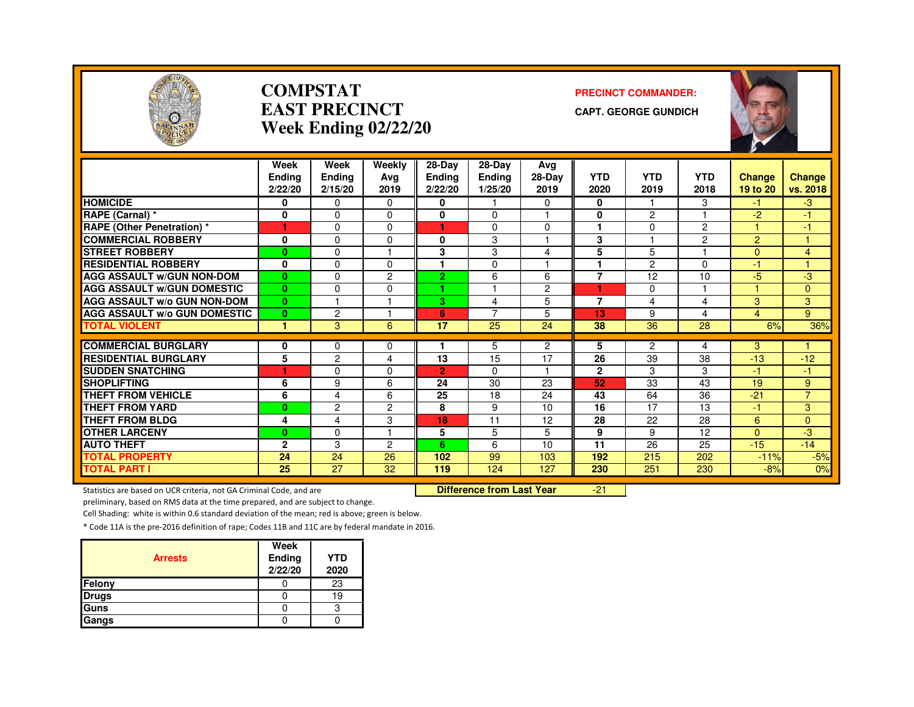# COMPSTAT
# EAST PRECINCT
# Week Ending 02/22/20

**PRECINCT COMMANDER:**

**CAPT. GEORGE GUNDICH**

| | Week Ending 2/22/20 | Week Ending 2/15/20 | Weekly Avg 2019 | 28-Day Ending 2/22/20 | 28-Day Ending 1/25/20 | Avg 28-Day 2019 | YTD 2020 | YTD 2019 | YTD 2018 | Change 19 to 20 | Change vs. 2018 |
|---|---|---|---|---|---|---|---|---|---|---|---|
| HOMICIDE | 0 | 0 | 0 | 0 | 1 | 0 | 0 | 1 | 3 | -1 | -3 |
| RAPE (Carnal) * | 0 | 0 | 0 | 0 | 0 | 1 | 0 | 2 | 1 | -2 | -1 |
| RAPE (Other Penetration) * | 1 | 0 | 0 | 1 | 0 | 0 | 1 | 0 | 2 | 1 | -1 |
| COMMERCIAL ROBBERY | 0 | 0 | 0 | 0 | 3 | 1 | 3 | 1 | 2 | 2 | 1 |
| STREET ROBBERY | 0 | 0 | 1 | 3 | 3 | 4 | 5 | 5 | 1 | 0 | 4 |
| RESIDENTIAL ROBBERY | 0 | 0 | 0 | 1 | 0 | 1 | 1 | 2 | 0 | -1 | 1 |
| AGG ASSAULT w/GUN NON-DOM | 0 | 0 | 2 | 2 | 6 | 6 | 7 | 12 | 10 | -5 | -3 |
| AGG ASSAULT w/GUN DOMESTIC | 0 | 0 | 0 | 1 | 1 | 2 | 1 | 0 | 1 | 1 | 0 |
| AGG ASSAULT w/o GUN NON-DOM | 0 | 1 | 1 | 3 | 4 | 5 | 7 | 4 | 4 | 3 | 3 |
| AGG ASSAULT w/o GUN DOMESTIC | 0 | 2 | 1 | 6 | 7 | 5 | 13 | 9 | 4 | 4 | 9 |
| TOTAL VIOLENT | 1 | 3 | 6 | 17 | 25 | 24 | 38 | 36 | 28 | 6% | 36% |
| COMMERCIAL BURGLARY | 0 | 0 | 0 | 1 | 5 | 2 | 5 | 2 | 4 | 3 | 1 |
| RESIDENTIAL BURGLARY | 5 | 2 | 4 | 13 | 15 | 17 | 26 | 39 | 38 | -13 | -12 |
| SUDDEN SNATCHING | 1 | 0 | 0 | 2 | 0 | 1 | 2 | 3 | 3 | -1 | -1 |
| SHOPLIFTING | 6 | 9 | 6 | 24 | 30 | 23 | 52 | 33 | 43 | 19 | 9 |
| THEFT FROM VEHICLE | 6 | 4 | 6 | 25 | 18 | 24 | 43 | 64 | 36 | -21 | 7 |
| THEFT FROM YARD | 0 | 2 | 2 | 8 | 9 | 10 | 16 | 17 | 13 | -1 | 3 |
| THEFT FROM BLDG | 4 | 4 | 3 | 18 | 11 | 12 | 28 | 22 | 28 | 6 | 0 |
| OTHER LARCENY | 0 | 0 | 1 | 5 | 5 | 5 | 9 | 9 | 12 | 0 | -3 |
| AUTO THEFT | 2 | 3 | 2 | 6 | 6 | 10 | 11 | 26 | 25 | -15 | -14 |
| TOTAL PROPERTY | 24 | 24 | 26 | 102 | 99 | 103 | 192 | 215 | 202 | -11% | -5% |
| TOTAL PART I | 25 | 27 | 32 | 119 | 124 | 127 | 230 | 251 | 230 | -8% | 0% |

**Difference from Last Year** -21

Statistics are based on UCR criteria, not GA Criminal Code, and are preliminary, based on RMS data at the time prepared, and are subject to change.

Cell Shading: white is within 0.6 standard deviation of the mean; red is above; green is below.

* Code 11A is the pre-2016 definition of rape; Codes 11B and 11C are by federal mandate in 2016.

| Arrests | Week Ending 2/22/20 | YTD 2020 |
|---|---|---|
| Felony | 0 | 23 |
| Drugs | 0 | 19 |
| Guns | 0 | 3 |
| Gangs | 0 | 0 |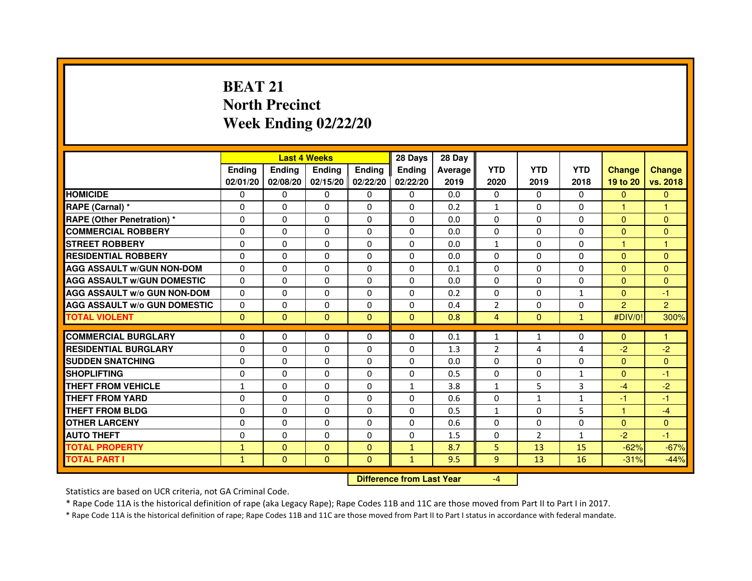# BEAT 21
# North Precinct
# Week Ending 02/22/20

| | Last 4 Weeks | | | | 28 Days | 28 Day | | | | | |
|---|---|---|---|---|---|---|---|---|---|---|---|
| | Ending 02/01/20 | Ending 02/08/20 | Ending 02/15/20 | Ending 02/22/20 | Ending 02/22/20 | Average 2019 | YTD 2020 | YTD 2019 | YTD 2018 | Change 19 to 20 | Change vs. 2018 |
| **HOMICIDE** | 0 | 0 | 0 | 0 | 0 | 0.0 | 0 | 0 | 0 | 0 | 0 |
| **RAPE (Carnal) *** | 0 | 0 | 0 | 0 | 0 | 0.2 | 1 | 0 | 0 | 1 | 1 |
| **RAPE (Other Penetration) *** | 0 | 0 | 0 | 0 | 0 | 0.0 | 0 | 0 | 0 | 0 | 0 |
| **COMMERCIAL ROBBERY** | 0 | 0 | 0 | 0 | 0 | 0.0 | 0 | 0 | 0 | 0 | 0 |
| **STREET ROBBERY** | 0 | 0 | 0 | 0 | 0 | 0.0 | 1 | 0 | 0 | 1 | 1 |
| **RESIDENTIAL ROBBERY** | 0 | 0 | 0 | 0 | 0 | 0.0 | 0 | 0 | 0 | 0 | 0 |
| **AGG ASSAULT w/GUN NON-DOM** | 0 | 0 | 0 | 0 | 0 | 0.1 | 0 | 0 | 0 | 0 | 0 |
| **AGG ASSAULT w/GUN DOMESTIC** | 0 | 0 | 0 | 0 | 0 | 0.0 | 0 | 0 | 0 | 0 | 0 |
| **AGG ASSAULT w/o GUN NON-DOM** | 0 | 0 | 0 | 0 | 0 | 0.2 | 0 | 0 | 1 | 0 | -1 |
| **AGG ASSAULT w/o GUN DOMESTIC** | 0 | 0 | 0 | 0 | 0 | 0.4 | 2 | 0 | 0 | 2 | 2 |
| **TOTAL VIOLENT** | 0 | 0 | 0 | 0 | 0 | 0.8 | 4 | 0 | 1 | #DIV/0! | 300% |
| **COMMERCIAL BURGLARY** | 0 | 0 | 0 | 0 | 0 | 0.1 | 1 | 1 | 0 | 0 | 1 |
| **RESIDENTIAL BURGLARY** | 0 | 0 | 0 | 0 | 0 | 1.3 | 2 | 4 | 4 | -2 | -2 |
| **SUDDEN SNATCHING** | 0 | 0 | 0 | 0 | 0 | 0.0 | 0 | 0 | 0 | 0 | 0 |
| **SHOPLIFTING** | 0 | 0 | 0 | 0 | 0 | 0.5 | 0 | 0 | 1 | 0 | -1 |
| **THEFT FROM VEHICLE** | 1 | 0 | 0 | 0 | 1 | 3.8 | 1 | 5 | 3 | -4 | -2 |
| **THEFT FROM YARD** | 0 | 0 | 0 | 0 | 0 | 0.6 | 0 | 1 | 1 | -1 | -1 |
| **THEFT FROM BLDG** | 0 | 0 | 0 | 0 | 0 | 0.5 | 1 | 0 | 5 | 1 | -4 |
| **OTHER LARCENY** | 0 | 0 | 0 | 0 | 0 | 0.6 | 0 | 0 | 0 | 0 | 0 |
| **AUTO THEFT** | 0 | 0 | 0 | 0 | 0 | 1.5 | 0 | 2 | 1 | -2 | -1 |
| **TOTAL PROPERTY** | 1 | 0 | 0 | 0 | 1 | 8.7 | 5 | 13 | 15 | -62% | -67% |
| **TOTAL PART I** | 1 | 0 | 0 | 0 | 1 | 9.5 | 9 | 13 | 16 | -31% | -44% |

**Difference from Last Year** -4

Statistics are based on UCR criteria, not GA Criminal Code.

* Rape Code 11A is the historical definition of rape (aka Legacy Rape); Rape Codes 11B and 11C are those moved from Part II to Part I in 2017.

* Rape Code 11A is the historical definition of rape; Rape Codes 11B and 11C are those moved from Part II to Part I status in accordance with federal mandate.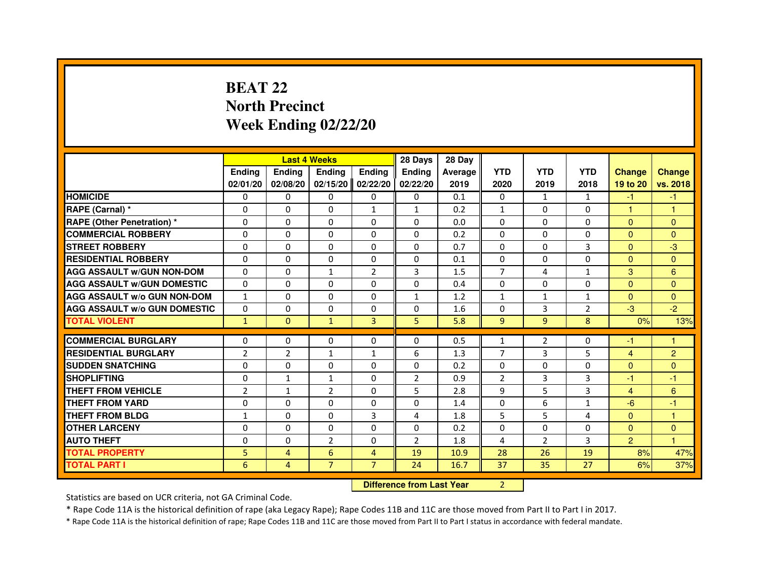# BEAT 22
# North Precinct
# Week Ending 02/22/20

| | Last 4 Weeks | | | | 28 Days | 28 Day | | | | | |
|---|---|---|---|---|---|---|---|---|---|---|---|
| | Ending 02/01/20 | Ending 02/08/20 | Ending 02/15/20 | Ending 02/22/20 | Ending 02/22/20 | Average 2019 | YTD 2020 | YTD 2019 | YTD 2018 | Change 19 to 20 | Change vs. 2018 |
| HOMICIDE | 0 | 0 | 0 | 0 | 0 | 0.1 | 0 | 1 | 1 | -1 | -1 |
| RAPE (Carnal) * | 0 | 0 | 0 | 1 | 1 | 0.2 | 1 | 0 | 0 | 1 | 1 |
| RAPE (Other Penetration) * | 0 | 0 | 0 | 0 | 0 | 0.0 | 0 | 0 | 0 | 0 | 0 |
| COMMERCIAL ROBBERY | 0 | 0 | 0 | 0 | 0 | 0.2 | 0 | 0 | 0 | 0 | 0 |
| STREET ROBBERY | 0 | 0 | 0 | 0 | 0 | 0.7 | 0 | 0 | 3 | 0 | -3 |
| RESIDENTIAL ROBBERY | 0 | 0 | 0 | 0 | 0 | 0.1 | 0 | 0 | 0 | 0 | 0 |
| AGG ASSAULT w/GUN NON-DOM | 0 | 0 | 1 | 2 | 3 | 1.5 | 7 | 4 | 1 | 3 | 6 |
| AGG ASSAULT w/GUN DOMESTIC | 0 | 0 | 0 | 0 | 0 | 0.4 | 0 | 0 | 0 | 0 | 0 |
| AGG ASSAULT w/o GUN NON-DOM | 1 | 0 | 0 | 0 | 1 | 1.2 | 1 | 1 | 1 | 0 | 0 |
| AGG ASSAULT w/o GUN DOMESTIC | 0 | 0 | 0 | 0 | 0 | 1.6 | 0 | 3 | 2 | -3 | -2 |
| TOTAL VIOLENT | 1 | 0 | 1 | 3 | 5 | 5.8 | 9 | 9 | 8 | 0% | 13% |
| COMMERCIAL BURGLARY | 0 | 0 | 0 | 0 | 0 | 0.5 | 1 | 2 | 0 | -1 | 1 |
| RESIDENTIAL BURGLARY | 2 | 2 | 1 | 1 | 6 | 1.3 | 7 | 3 | 5 | 4 | 2 |
| SUDDEN SNATCHING | 0 | 0 | 0 | 0 | 0 | 0.2 | 0 | 0 | 0 | 0 | 0 |
| SHOPLIFTING | 0 | 1 | 1 | 0 | 2 | 0.9 | 2 | 3 | 3 | -1 | -1 |
| THEFT FROM VEHICLE | 2 | 1 | 2 | 0 | 5 | 2.8 | 9 | 5 | 3 | 4 | 6 |
| THEFT FROM YARD | 0 | 0 | 0 | 0 | 0 | 1.4 | 0 | 6 | 1 | -6 | -1 |
| THEFT FROM BLDG | 1 | 0 | 0 | 3 | 4 | 1.8 | 5 | 5 | 4 | 0 | 1 |
| OTHER LARCENY | 0 | 0 | 0 | 0 | 0 | 0.2 | 0 | 0 | 0 | 0 | 0 |
| AUTO THEFT | 0 | 0 | 2 | 0 | 2 | 1.8 | 4 | 2 | 3 | 2 | 1 |
| TOTAL PROPERTY | 5 | 4 | 6 | 4 | 19 | 10.9 | 28 | 26 | 19 | 8% | 47% |
| TOTAL PART I | 6 | 4 | 7 | 7 | 24 | 16.7 | 37 | 35 | 27 | 6% | 37% |

**Difference from Last Year** 2

Statistics are based on UCR criteria, not GA Criminal Code.

* Rape Code 11A is the historical definition of rape (aka Legacy Rape); Rape Codes 11B and 11C are those moved from Part II to Part I in 2017.

* Rape Code 11A is the historical definition of rape; Rape Codes 11B and 11C are those moved from Part II to Part I status in accordance with federal mandate.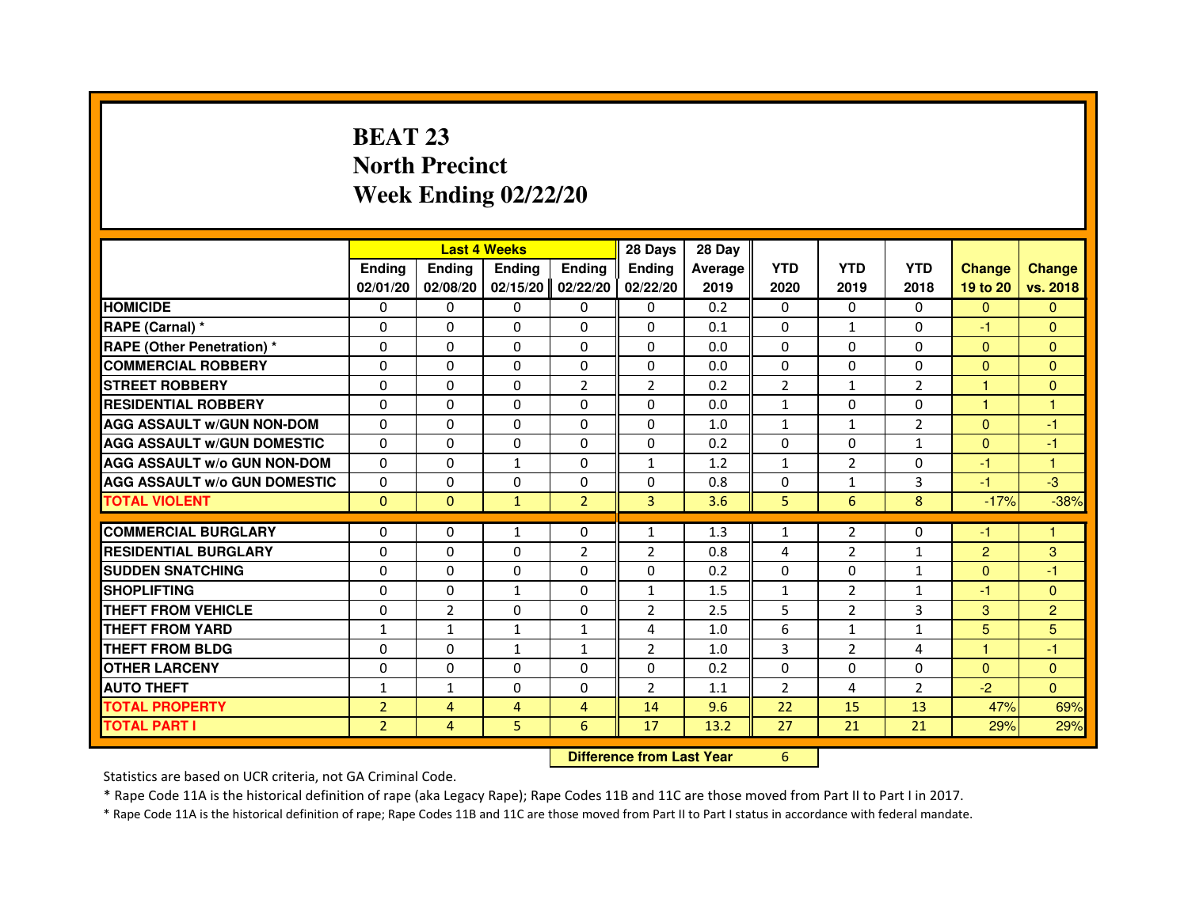# BEAT 23
# North Precinct
# Week Ending 02/22/20

| | Last 4 Weeks | | | | 28 Days | 28 Day | | | | | |
|---|---|---|---|---|---|---|---|---|---|---|---|
| | Ending 02/01/20 | Ending 02/08/20 | Ending 02/15/20 | Ending 02/22/20 | Ending 02/22/20 | Average 2019 | YTD 2020 | YTD 2019 | YTD 2018 | Change 19 to 20 | Change vs. 2018 |
| HOMICIDE | 0 | 0 | 0 | 0 | 0 | 0.2 | 0 | 0 | 0 | 0 | 0 |
| RAPE (Carnal) * | 0 | 0 | 0 | 0 | 0 | 0.1 | 0 | 1 | 0 | -1 | 0 |
| RAPE (Other Penetration) * | 0 | 0 | 0 | 0 | 0 | 0.0 | 0 | 0 | 0 | 0 | 0 |
| COMMERCIAL ROBBERY | 0 | 0 | 0 | 0 | 0 | 0.0 | 0 | 0 | 0 | 0 | 0 |
| STREET ROBBERY | 0 | 0 | 0 | 2 | 2 | 0.2 | 2 | 1 | 2 | 1 | 0 |
| RESIDENTIAL ROBBERY | 0 | 0 | 0 | 0 | 0 | 0.0 | 1 | 0 | 0 | 1 | 1 |
| AGG ASSAULT w/GUN NON-DOM | 0 | 0 | 0 | 0 | 0 | 1.0 | 1 | 1 | 2 | 0 | -1 |
| AGG ASSAULT w/GUN DOMESTIC | 0 | 0 | 0 | 0 | 0 | 0.2 | 0 | 0 | 1 | 0 | -1 |
| AGG ASSAULT w/o GUN NON-DOM | 0 | 0 | 1 | 0 | 1 | 1.2 | 1 | 2 | 0 | -1 | 1 |
| AGG ASSAULT w/o GUN DOMESTIC | 0 | 0 | 0 | 0 | 0 | 0.8 | 0 | 1 | 3 | -1 | -3 |
| TOTAL VIOLENT | 0 | 0 | 1 | 2 | 3 | 3.6 | 5 | 6 | 8 | -17% | -38% |
| COMMERCIAL BURGLARY | 0 | 0 | 1 | 0 | 1 | 1.3 | 1 | 2 | 0 | -1 | 1 |
| RESIDENTIAL BURGLARY | 0 | 0 | 0 | 2 | 2 | 0.8 | 4 | 2 | 1 | 2 | 3 |
| SUDDEN SNATCHING | 0 | 0 | 0 | 0 | 0 | 0.2 | 0 | 0 | 1 | 0 | -1 |
| SHOPLIFTING | 0 | 0 | 1 | 0 | 1 | 1.5 | 1 | 2 | 1 | -1 | 0 |
| THEFT FROM VEHICLE | 0 | 2 | 0 | 0 | 2 | 2.5 | 5 | 2 | 3 | 3 | 2 |
| THEFT FROM YARD | 1 | 1 | 1 | 1 | 4 | 1.0 | 6 | 1 | 1 | 5 | 5 |
| THEFT FROM BLDG | 0 | 0 | 1 | 1 | 2 | 1.0 | 3 | 2 | 4 | 1 | -1 |
| OTHER LARCENY | 0 | 0 | 0 | 0 | 0 | 0.2 | 0 | 0 | 0 | 0 | 0 |
| AUTO THEFT | 1 | 1 | 0 | 0 | 2 | 1.1 | 2 | 4 | 2 | -2 | 0 |
| TOTAL PROPERTY | 2 | 4 | 4 | 4 | 14 | 9.6 | 22 | 15 | 13 | 47% | 69% |
| TOTAL PART I | 2 | 4 | 5 | 6 | 17 | 13.2 | 27 | 21 | 21 | 29% | 29% |

**Difference from Last Year** 6

Statistics are based on UCR criteria, not GA Criminal Code.

* Rape Code 11A is the historical definition of rape (aka Legacy Rape); Rape Codes 11B and 11C are those moved from Part II to Part I in 2017.

* Rape Code 11A is the historical definition of rape; Rape Codes 11B and 11C are those moved from Part II to Part I status in accordance with federal mandate.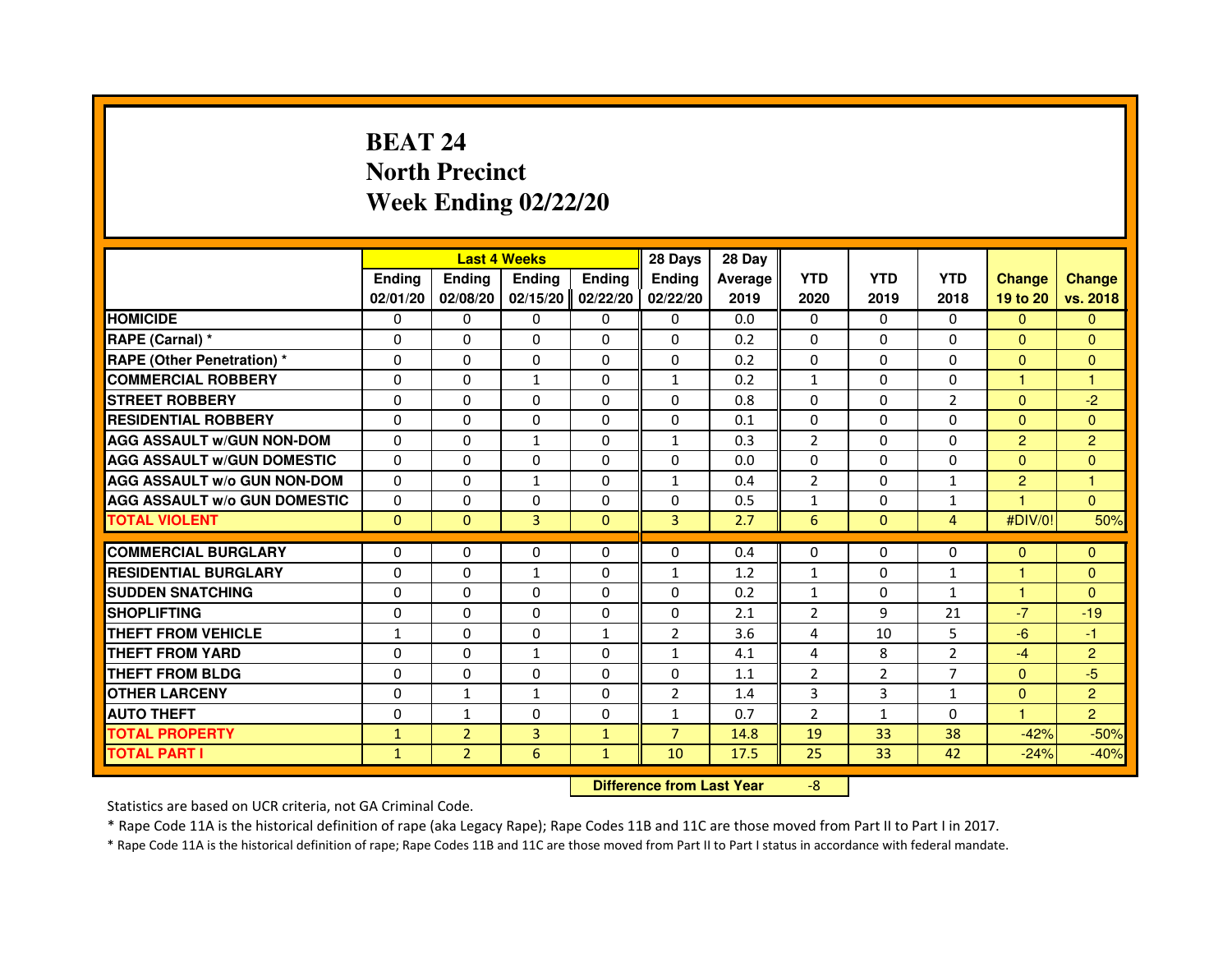# BEAT 24
## North Precinct
## Week Ending 02/22/20

| | Last 4 Weeks | | | | 28 Days | 28 Day | | | | | |
|---|---|---|---|---|---|---|---|---|---|---|---|
| | Ending 02/01/20 | Ending 02/08/20 | Ending 02/15/20 | Ending 02/22/20 | Ending 02/22/20 | Average 2019 | YTD 2020 | YTD 2019 | YTD 2018 | Change 19 to 20 | Change vs. 2018 |
| HOMICIDE | 0 | 0 | 0 | 0 | 0 | 0.0 | 0 | 0 | 0 | 0 | 0 |
| RAPE (Carnal) * | 0 | 0 | 0 | 0 | 0 | 0.2 | 0 | 0 | 0 | 0 | 0 |
| RAPE (Other Penetration) * | 0 | 0 | 0 | 0 | 0 | 0.2 | 0 | 0 | 0 | 0 | 0 |
| COMMERCIAL ROBBERY | 0 | 0 | 1 | 0 | 1 | 0.2 | 1 | 0 | 0 | 1 | 1 |
| STREET ROBBERY | 0 | 0 | 0 | 0 | 0 | 0.8 | 0 | 0 | 2 | 0 | -2 |
| RESIDENTIAL ROBBERY | 0 | 0 | 0 | 0 | 0 | 0.1 | 0 | 0 | 0 | 0 | 0 |
| AGG ASSAULT w/GUN NON-DOM | 0 | 0 | 1 | 0 | 1 | 0.3 | 2 | 0 | 0 | 2 | 2 |
| AGG ASSAULT w/GUN DOMESTIC | 0 | 0 | 0 | 0 | 0 | 0.0 | 0 | 0 | 0 | 0 | 0 |
| AGG ASSAULT w/o GUN NON-DOM | 0 | 0 | 1 | 0 | 1 | 0.4 | 2 | 0 | 1 | 2 | 1 |
| AGG ASSAULT w/o GUN DOMESTIC | 0 | 0 | 0 | 0 | 0 | 0.5 | 1 | 0 | 1 | 1 | 0 |
| TOTAL VIOLENT | 0 | 0 | 3 | 0 | 3 | 2.7 | 6 | 0 | 4 | #DIV/0! | 50% |
| COMMERCIAL BURGLARY | 0 | 0 | 0 | 0 | 0 | 0.4 | 0 | 0 | 0 | 0 | 0 |
| RESIDENTIAL BURGLARY | 0 | 0 | 1 | 0 | 1 | 1.2 | 1 | 0 | 1 | 1 | 0 |
| SUDDEN SNATCHING | 0 | 0 | 0 | 0 | 0 | 0.2 | 1 | 0 | 1 | 1 | 0 |
| SHOPLIFTING | 0 | 0 | 0 | 0 | 0 | 2.1 | 2 | 9 | 21 | -7 | -19 |
| THEFT FROM VEHICLE | 1 | 0 | 0 | 1 | 2 | 3.6 | 4 | 10 | 5 | -6 | -1 |
| THEFT FROM YARD | 0 | 0 | 1 | 0 | 1 | 4.1 | 4 | 8 | 2 | -4 | 2 |
| THEFT FROM BLDG | 0 | 0 | 0 | 0 | 0 | 1.1 | 2 | 2 | 7 | 0 | -5 |
| OTHER LARCENY | 0 | 1 | 1 | 0 | 2 | 1.4 | 3 | 3 | 1 | 0 | 2 |
| AUTO THEFT | 0 | 1 | 0 | 0 | 1 | 0.7 | 2 | 1 | 0 | 1 | 2 |
| TOTAL PROPERTY | 1 | 2 | 3 | 1 | 7 | 14.8 | 19 | 33 | 38 | -42% | -50% |
| TOTAL PART I | 1 | 2 | 6 | 1 | 10 | 17.5 | 25 | 33 | 42 | -24% | -40% |

**Difference from Last Year** -8

Statistics are based on UCR criteria, not GA Criminal Code.

* Rape Code 11A is the historical definition of rape (aka Legacy Rape); Rape Codes 11B and 11C are those moved from Part II to Part I in 2017.

* Rape Code 11A is the historical definition of rape; Rape Codes 11B and 11C are those moved from Part II to Part I status in accordance with federal mandate.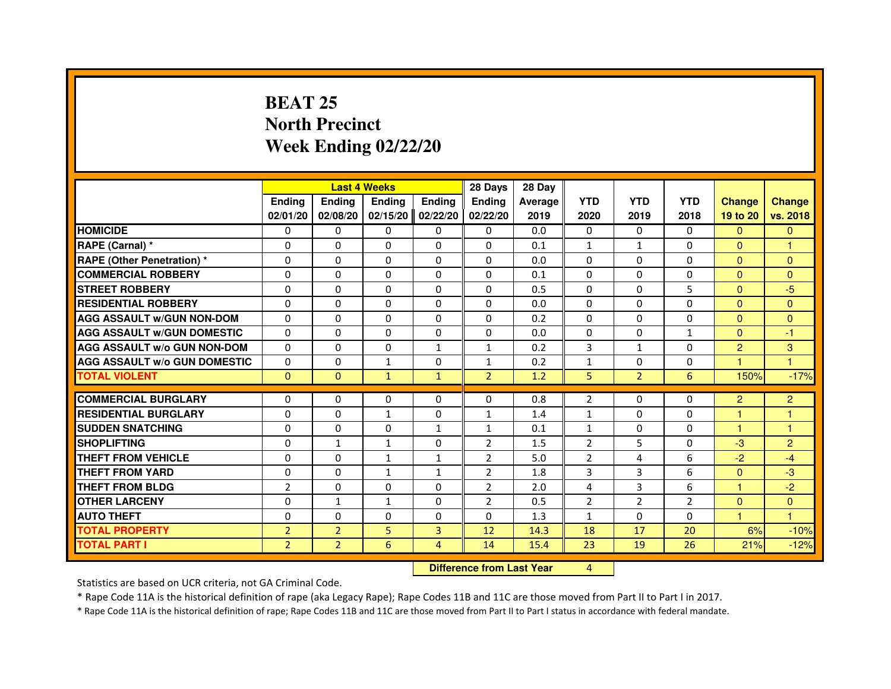# BEAT 25
## North Precinct
## Week Ending 02/22/20

| | Last 4 Weeks | | | | 28 Days | 28 Day | | | | | |
|---|---|---|---|---|---|---|---|---|---|---|---|
| | Ending 02/01/20 | Ending 02/08/20 | Ending 02/15/20 | Ending 02/22/20 | Ending 02/22/20 | Average 2019 | YTD 2020 | YTD 2019 | YTD 2018 | Change 19 to 20 | Change vs. 2018 |
| HOMICIDE | 0 | 0 | 0 | 0 | 0 | 0.0 | 0 | 0 | 0 | 0 | 0 |
| RAPE (Carnal) * | 0 | 0 | 0 | 0 | 0 | 0.1 | 1 | 1 | 0 | 0 | 1 |
| RAPE (Other Penetration) * | 0 | 0 | 0 | 0 | 0 | 0.0 | 0 | 0 | 0 | 0 | 0 |
| COMMERCIAL ROBBERY | 0 | 0 | 0 | 0 | 0 | 0.1 | 0 | 0 | 0 | 0 | 0 |
| STREET ROBBERY | 0 | 0 | 0 | 0 | 0 | 0.5 | 0 | 0 | 5 | 0 | -5 |
| RESIDENTIAL ROBBERY | 0 | 0 | 0 | 0 | 0 | 0.0 | 0 | 0 | 0 | 0 | 0 |
| AGG ASSAULT w/GUN NON-DOM | 0 | 0 | 0 | 0 | 0 | 0.2 | 0 | 0 | 0 | 0 | 0 |
| AGG ASSAULT w/GUN DOMESTIC | 0 | 0 | 0 | 0 | 0 | 0.0 | 0 | 0 | 1 | 0 | -1 |
| AGG ASSAULT w/o GUN NON-DOM | 0 | 0 | 0 | 1 | 1 | 0.2 | 3 | 1 | 0 | 2 | 3 |
| AGG ASSAULT w/o GUN DOMESTIC | 0 | 0 | 1 | 0 | 1 | 0.2 | 1 | 0 | 0 | 1 | 1 |
| TOTAL VIOLENT | 0 | 0 | 1 | 1 | 2 | 1.2 | 5 | 2 | 6 | 150% | -17% |
| COMMERCIAL BURGLARY | 0 | 0 | 0 | 0 | 0 | 0.8 | 2 | 0 | 0 | 2 | 2 |
| RESIDENTIAL BURGLARY | 0 | 0 | 1 | 0 | 1 | 1.4 | 1 | 0 | 0 | 1 | 1 |
| SUDDEN SNATCHING | 0 | 0 | 0 | 1 | 1 | 0.1 | 1 | 0 | 0 | 1 | 1 |
| SHOPLIFTING | 0 | 1 | 1 | 0 | 2 | 1.5 | 2 | 5 | 0 | -3 | 2 |
| THEFT FROM VEHICLE | 0 | 0 | 1 | 1 | 2 | 5.0 | 2 | 4 | 6 | -2 | -4 |
| THEFT FROM YARD | 0 | 0 | 1 | 1 | 2 | 1.8 | 3 | 3 | 6 | 0 | -3 |
| THEFT FROM BLDG | 2 | 0 | 0 | 0 | 2 | 2.0 | 4 | 3 | 6 | 1 | -2 |
| OTHER LARCENY | 0 | 1 | 1 | 0 | 2 | 0.5 | 2 | 2 | 2 | 0 | 0 |
| AUTO THEFT | 0 | 0 | 0 | 0 | 0 | 1.3 | 1 | 0 | 0 | 1 | 1 |
| TOTAL PROPERTY | 2 | 2 | 5 | 3 | 12 | 14.3 | 18 | 17 | 20 | 6% | -10% |
| TOTAL PART I | 2 | 2 | 6 | 4 | 14 | 15.4 | 23 | 19 | 26 | 21% | -12% |

Difference from Last Year: 4

Statistics are based on UCR criteria, not GA Criminal Code.

* Rape Code 11A is the historical definition of rape (aka Legacy Rape); Rape Codes 11B and 11C are those moved from Part II to Part I in 2017.

* Rape Code 11A is the historical definition of rape; Rape Codes 11B and 11C are those moved from Part II to Part I status in accordance with federal mandate.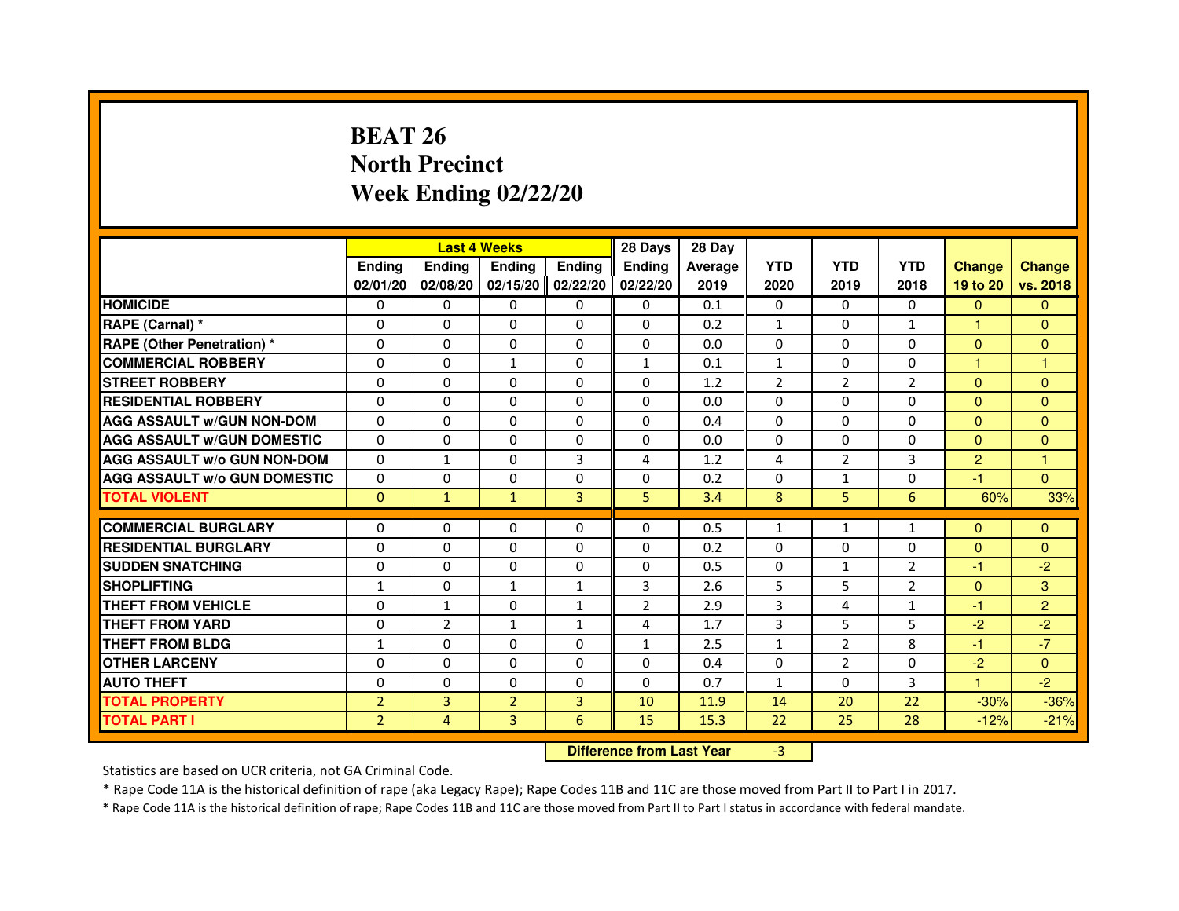# BEAT 26
# North Precinct
# Week Ending 02/22/20

| | Last 4 Weeks | | | | 28 Days | 28 Day | | | | | |
|---|---|---|---|---|---|---|---|---|---|---|---|
| | Ending 02/01/20 | Ending 02/08/20 | Ending 02/15/20 | Ending 02/22/20 | Ending 02/22/20 | Average 2019 | YTD 2020 | YTD 2019 | YTD 2018 | Change 19 to 20 | Change vs. 2018 |
| HOMICIDE | 0 | 0 | 0 | 0 | 0 | 0.1 | 0 | 0 | 0 | 0 | 0 |
| RAPE (Carnal) * | 0 | 0 | 0 | 0 | 0 | 0.2 | 1 | 0 | 1 | 1 | 0 |
| RAPE (Other Penetration) * | 0 | 0 | 0 | 0 | 0 | 0.0 | 0 | 0 | 0 | 0 | 0 |
| COMMERCIAL ROBBERY | 0 | 0 | 1 | 0 | 1 | 0.1 | 1 | 0 | 0 | 1 | 1 |
| STREET ROBBERY | 0 | 0 | 0 | 0 | 0 | 1.2 | 2 | 2 | 2 | 0 | 0 |
| RESIDENTIAL ROBBERY | 0 | 0 | 0 | 0 | 0 | 0.0 | 0 | 0 | 0 | 0 | 0 |
| AGG ASSAULT w/GUN NON-DOM | 0 | 0 | 0 | 0 | 0 | 0.4 | 0 | 0 | 0 | 0 | 0 |
| AGG ASSAULT w/GUN DOMESTIC | 0 | 0 | 0 | 0 | 0 | 0.0 | 0 | 0 | 0 | 0 | 0 |
| AGG ASSAULT w/o GUN NON-DOM | 0 | 1 | 0 | 3 | 4 | 1.2 | 4 | 2 | 3 | 2 | 1 |
| AGG ASSAULT w/o GUN DOMESTIC | 0 | 0 | 0 | 0 | 0 | 0.2 | 0 | 1 | 0 | -1 | 0 |
| TOTAL VIOLENT | 0 | 1 | 1 | 3 | 5 | 3.4 | 8 | 5 | 6 | 60% | 33% |
| COMMERCIAL BURGLARY | 0 | 0 | 0 | 0 | 0 | 0.5 | 1 | 1 | 1 | 0 | 0 |
| RESIDENTIAL BURGLARY | 0 | 0 | 0 | 0 | 0 | 0.2 | 0 | 0 | 0 | 0 | 0 |
| SUDDEN SNATCHING | 0 | 0 | 0 | 0 | 0 | 0.5 | 0 | 1 | 2 | -1 | -2 |
| SHOPLIFTING | 1 | 0 | 1 | 1 | 3 | 2.6 | 5 | 5 | 2 | 0 | 3 |
| THEFT FROM VEHICLE | 0 | 1 | 0 | 1 | 2 | 2.9 | 3 | 4 | 1 | -1 | 2 |
| THEFT FROM YARD | 0 | 2 | 1 | 1 | 4 | 1.7 | 3 | 5 | 5 | -2 | -2 |
| THEFT FROM BLDG | 1 | 0 | 0 | 0 | 1 | 2.5 | 1 | 2 | 8 | -1 | -7 |
| OTHER LARCENY | 0 | 0 | 0 | 0 | 0 | 0.4 | 0 | 2 | 0 | -2 | 0 |
| AUTO THEFT | 0 | 0 | 0 | 0 | 0 | 0.7 | 1 | 0 | 3 | 1 | -2 |
| TOTAL PROPERTY | 2 | 3 | 2 | 3 | 10 | 11.9 | 14 | 20 | 22 | -30% | -36% |
| TOTAL PART I | 2 | 4 | 3 | 6 | 15 | 15.3 | 22 | 25 | 28 | -12% | -21% |

**Difference from Last Year** -3

Statistics are based on UCR criteria, not GA Criminal Code.

* Rape Code 11A is the historical definition of rape (aka Legacy Rape); Rape Codes 11B and 11C are those moved from Part II to Part I in 2017.

* Rape Code 11A is the historical definition of rape; Rape Codes 11B and 11C are those moved from Part II to Part I status in accordance with federal mandate.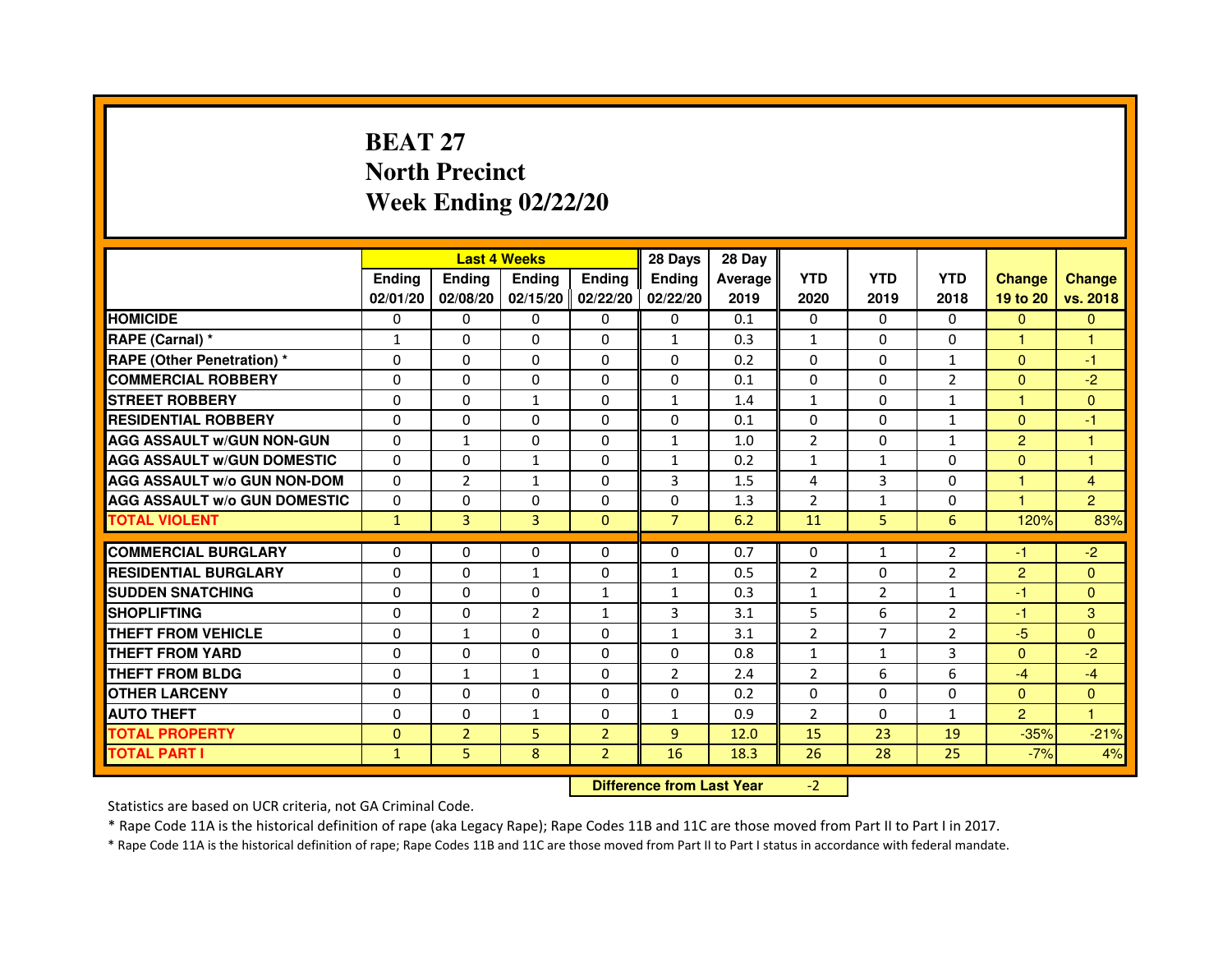# BEAT 27
# North Precinct
# Week Ending 02/22/20

| | Last 4 Weeks | | | | 28 Days | 28 Day | | | | | |
|---|---|---|---|---|---|---|---|---|---|---|---|
| | Ending 02/01/20 | Ending 02/08/20 | Ending 02/15/20 | Ending 02/22/20 | Ending 02/22/20 | Average 2019 | YTD 2020 | YTD 2019 | YTD 2018 | Change 19 to 20 | Change vs. 2018 |
| HOMICIDE | 0 | 0 | 0 | 0 | 0 | 0.1 | 0 | 0 | 0 | 0 | 0 |
| RAPE (Carnal) * | 1 | 0 | 0 | 0 | 1 | 0.3 | 1 | 0 | 0 | 1 | 1 |
| RAPE (Other Penetration) * | 0 | 0 | 0 | 0 | 0 | 0.2 | 0 | 0 | 1 | 0 | -1 |
| COMMERCIAL ROBBERY | 0 | 0 | 0 | 0 | 0 | 0.1 | 0 | 0 | 2 | 0 | -2 |
| STREET ROBBERY | 0 | 0 | 1 | 0 | 1 | 1.4 | 1 | 0 | 1 | 1 | 0 |
| RESIDENTIAL ROBBERY | 0 | 0 | 0 | 0 | 0 | 0.1 | 0 | 0 | 1 | 0 | -1 |
| AGG ASSAULT w/GUN NON-GUN | 0 | 1 | 0 | 0 | 1 | 1.0 | 2 | 0 | 1 | 2 | 1 |
| AGG ASSAULT w/GUN DOMESTIC | 0 | 0 | 1 | 0 | 1 | 0.2 | 1 | 1 | 0 | 0 | 1 |
| AGG ASSAULT w/o GUN NON-DOM | 0 | 2 | 1 | 0 | 3 | 1.5 | 4 | 3 | 0 | 1 | 4 |
| AGG ASSAULT w/o GUN DOMESTIC | 0 | 0 | 0 | 0 | 0 | 1.3 | 2 | 1 | 0 | 1 | 2 |
| TOTAL VIOLENT | 1 | 3 | 3 | 0 | 7 | 6.2 | 11 | 5 | 6 | 120% | 83% |
| COMMERCIAL BURGLARY | 0 | 0 | 0 | 0 | 0 | 0.7 | 0 | 1 | 2 | -1 | -2 |
| RESIDENTIAL BURGLARY | 0 | 0 | 1 | 0 | 1 | 0.5 | 2 | 0 | 2 | 2 | 0 |
| SUDDEN SNATCHING | 0 | 0 | 0 | 1 | 1 | 0.3 | 1 | 2 | 1 | -1 | 0 |
| SHOPLIFTING | 0 | 0 | 2 | 1 | 3 | 3.1 | 5 | 6 | 2 | -1 | 3 |
| THEFT FROM VEHICLE | 0 | 1 | 0 | 0 | 1 | 3.1 | 2 | 7 | 2 | -5 | 0 |
| THEFT FROM YARD | 0 | 0 | 0 | 0 | 0 | 0.8 | 1 | 1 | 3 | 0 | -2 |
| THEFT FROM BLDG | 0 | 1 | 1 | 0 | 2 | 2.4 | 2 | 6 | 6 | -4 | -4 |
| OTHER LARCENY | 0 | 0 | 0 | 0 | 0 | 0.2 | 0 | 0 | 0 | 0 | 0 |
| AUTO THEFT | 0 | 0 | 1 | 0 | 1 | 0.9 | 2 | 0 | 1 | 2 | 1 |
| TOTAL PROPERTY | 0 | 2 | 5 | 2 | 9 | 12.0 | 15 | 23 | 19 | -35% | -21% |
| TOTAL PART I | 1 | 5 | 8 | 2 | 16 | 18.3 | 26 | 28 | 25 | -7% | 4% |

**Difference from Last Year** -2

Statistics are based on UCR criteria, not GA Criminal Code.

* Rape Code 11A is the historical definition of rape (aka Legacy Rape); Rape Codes 11B and 11C are those moved from Part II to Part I in 2017.

* Rape Code 11A is the historical definition of rape; Rape Codes 11B and 11C are those moved from Part II to Part I status in accordance with federal mandate.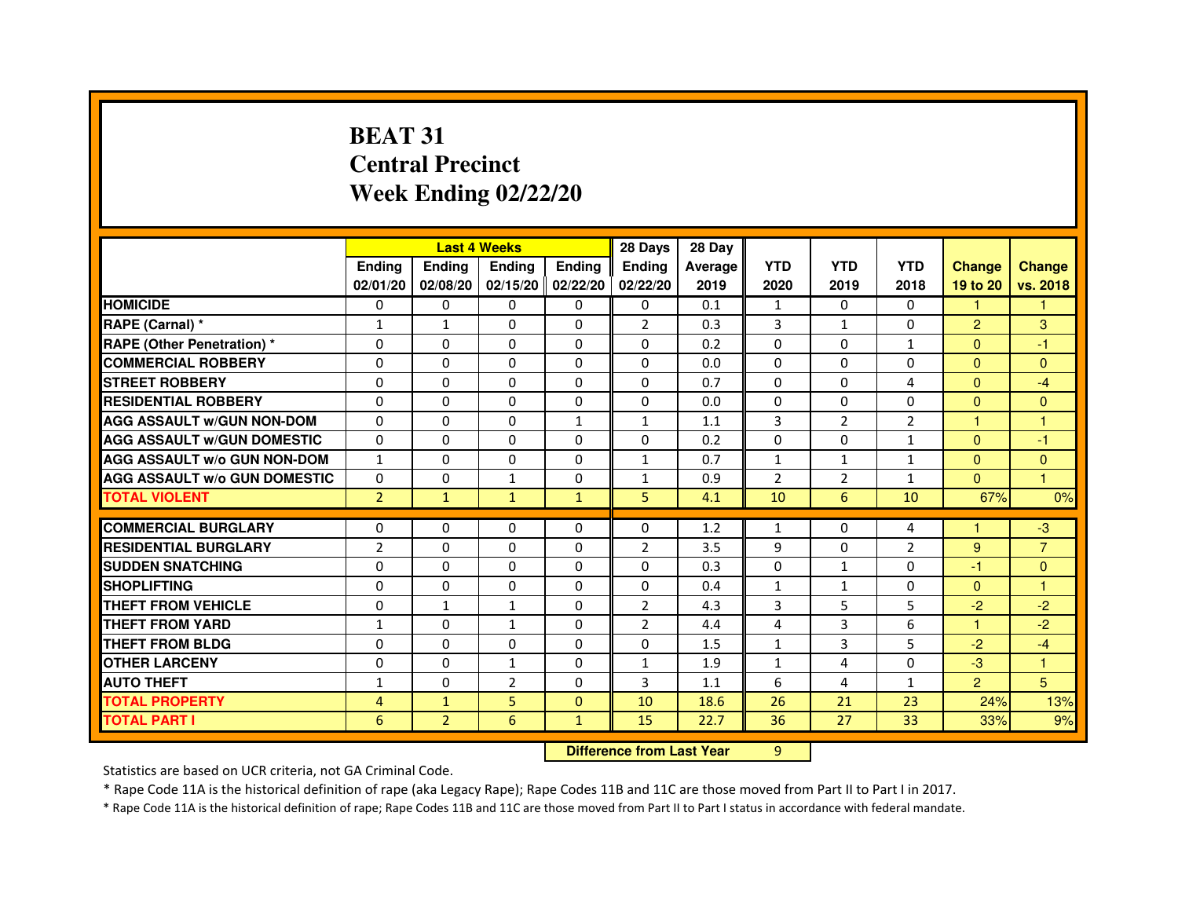# BEAT 31
## Central Precinct
## Week Ending 02/22/20

| | Last 4 Weeks | | | | 28 Days | 28 Day | | | | | |
|---|---|---|---|---|---|---|---|---|---|---|---|
| | Ending 02/01/20 | Ending 02/08/20 | Ending 02/15/20 | Ending 02/22/20 | Ending 02/22/20 | Average 2019 | YTD 2020 | YTD 2019 | YTD 2018 | Change 19 to 20 | Change vs. 2018 |
| HOMICIDE | 0 | 0 | 0 | 0 | 0 | 0.1 | 1 | 0 | 0 | 1 | 1 |
| RAPE (Carnal) * | 1 | 1 | 0 | 0 | 2 | 0.3 | 3 | 1 | 0 | 2 | 3 |
| RAPE (Other Penetration) * | 0 | 0 | 0 | 0 | 0 | 0.2 | 0 | 0 | 1 | 0 | -1 |
| COMMERCIAL ROBBERY | 0 | 0 | 0 | 0 | 0 | 0.0 | 0 | 0 | 0 | 0 | 0 |
| STREET ROBBERY | 0 | 0 | 0 | 0 | 0 | 0.7 | 0 | 0 | 4 | 0 | -4 |
| RESIDENTIAL ROBBERY | 0 | 0 | 0 | 0 | 0 | 0.0 | 0 | 0 | 0 | 0 | 0 |
| AGG ASSAULT w/GUN NON-DOM | 0 | 0 | 0 | 1 | 1 | 1.1 | 3 | 2 | 2 | 1 | 1 |
| AGG ASSAULT w/GUN DOMESTIC | 0 | 0 | 0 | 0 | 0 | 0.2 | 0 | 0 | 1 | 0 | -1 |
| AGG ASSAULT w/o GUN NON-DOM | 1 | 0 | 0 | 0 | 1 | 0.7 | 1 | 1 | 1 | 0 | 0 |
| AGG ASSAULT w/o GUN DOMESTIC | 0 | 0 | 1 | 0 | 1 | 0.9 | 2 | 2 | 1 | 0 | 1 |
| TOTAL VIOLENT | 2 | 1 | 1 | 1 | 5 | 4.1 | 10 | 6 | 10 | 67% | 0% |
| COMMERCIAL BURGLARY | 0 | 0 | 0 | 0 | 0 | 1.2 | 1 | 0 | 4 | 1 | -3 |
| RESIDENTIAL BURGLARY | 2 | 0 | 0 | 0 | 2 | 3.5 | 9 | 0 | 2 | 9 | 7 |
| SUDDEN SNATCHING | 0 | 0 | 0 | 0 | 0 | 0.3 | 0 | 1 | 0 | -1 | 0 |
| SHOPLIFTING | 0 | 0 | 0 | 0 | 0 | 0.4 | 1 | 1 | 0 | 0 | 1 |
| THEFT FROM VEHICLE | 0 | 1 | 1 | 0 | 2 | 4.3 | 3 | 5 | 5 | -2 | -2 |
| THEFT FROM YARD | 1 | 0 | 1 | 0 | 2 | 4.4 | 4 | 3 | 6 | 1 | -2 |
| THEFT FROM BLDG | 0 | 0 | 0 | 0 | 0 | 1.5 | 1 | 3 | 5 | -2 | -4 |
| OTHER LARCENY | 0 | 0 | 1 | 0 | 1 | 1.9 | 1 | 4 | 0 | -3 | 1 |
| AUTO THEFT | 1 | 0 | 2 | 0 | 3 | 1.1 | 6 | 4 | 1 | 2 | 5 |
| TOTAL PROPERTY | 4 | 1 | 5 | 0 | 10 | 18.6 | 26 | 21 | 23 | 24% | 13% |
| TOTAL PART I | 6 | 2 | 6 | 1 | 15 | 22.7 | 36 | 27 | 33 | 33% | 9% |

**Difference from Last Year** 9

Statistics are based on UCR criteria, not GA Criminal Code.

* Rape Code 11A is the historical definition of rape (aka Legacy Rape); Rape Codes 11B and 11C are those moved from Part II to Part I in 2017.

* Rape Code 11A is the historical definition of rape; Rape Codes 11B and 11C are those moved from Part II to Part I status in accordance with federal mandate.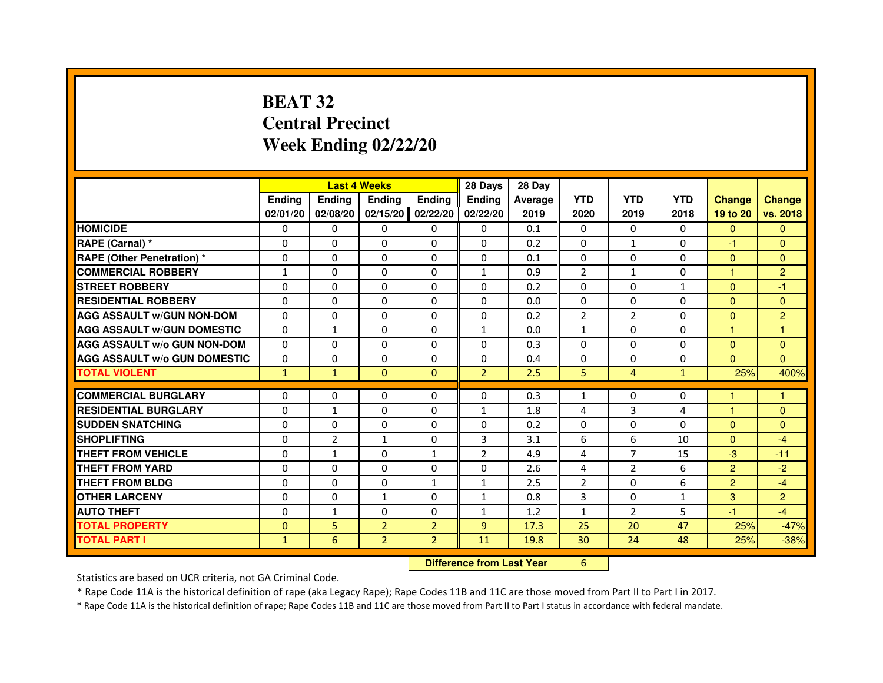# BEAT 32
# Central Precinct
# Week Ending 02/22/20

| | Last 4 Weeks | | | | 28 Days | 28 Day | | | | | |
|---|---|---|---|---|---|---|---|---|---|---|---|
| | Ending 02/01/20 | Ending 02/08/20 | Ending 02/15/20 | Ending 02/22/20 | Ending 02/22/20 | Average 2019 | YTD 2020 | YTD 2019 | YTD 2018 | Change 19 to 20 | Change vs. 2018 |
| HOMICIDE | 0 | 0 | 0 | 0 | 0 | 0.1 | 0 | 0 | 0 | 0 | 0 |
| RAPE (Carnal) * | 0 | 0 | 0 | 0 | 0 | 0.2 | 0 | 1 | 0 | -1 | 0 |
| RAPE (Other Penetration) * | 0 | 0 | 0 | 0 | 0 | 0.1 | 0 | 0 | 0 | 0 | 0 |
| COMMERCIAL ROBBERY | 1 | 0 | 0 | 0 | 1 | 0.9 | 2 | 1 | 0 | 1 | 2 |
| STREET ROBBERY | 0 | 0 | 0 | 0 | 0 | 0.2 | 0 | 0 | 1 | 0 | -1 |
| RESIDENTIAL ROBBERY | 0 | 0 | 0 | 0 | 0 | 0.0 | 0 | 0 | 0 | 0 | 0 |
| AGG ASSAULT w/GUN NON-DOM | 0 | 0 | 0 | 0 | 0 | 0.2 | 2 | 2 | 0 | 0 | 2 |
| AGG ASSAULT w/GUN DOMESTIC | 0 | 1 | 0 | 0 | 1 | 0.0 | 1 | 0 | 0 | 1 | 1 |
| AGG ASSAULT w/o GUN NON-DOM | 0 | 0 | 0 | 0 | 0 | 0.3 | 0 | 0 | 0 | 0 | 0 |
| AGG ASSAULT w/o GUN DOMESTIC | 0 | 0 | 0 | 0 | 0 | 0.4 | 0 | 0 | 0 | 0 | 0 |
| TOTAL VIOLENT | 1 | 1 | 0 | 0 | 2 | 2.5 | 5 | 4 | 1 | 25% | 400% |
| COMMERCIAL BURGLARY | 0 | 0 | 0 | 0 | 0 | 0.3 | 1 | 0 | 0 | 1 | 1 |
| RESIDENTIAL BURGLARY | 0 | 1 | 0 | 0 | 1 | 1.8 | 4 | 3 | 4 | 1 | 0 |
| SUDDEN SNATCHING | 0 | 0 | 0 | 0 | 0 | 0.2 | 0 | 0 | 0 | 0 | 0 |
| SHOPLIFTING | 0 | 2 | 1 | 0 | 3 | 3.1 | 6 | 6 | 10 | 0 | -4 |
| THEFT FROM VEHICLE | 0 | 1 | 0 | 1 | 2 | 4.9 | 4 | 7 | 15 | -3 | -11 |
| THEFT FROM YARD | 0 | 0 | 0 | 0 | 0 | 2.6 | 4 | 2 | 6 | 2 | -2 |
| THEFT FROM BLDG | 0 | 0 | 0 | 1 | 1 | 2.5 | 2 | 0 | 6 | 2 | -4 |
| OTHER LARCENY | 0 | 0 | 1 | 0 | 1 | 0.8 | 3 | 0 | 1 | 3 | 2 |
| AUTO THEFT | 0 | 1 | 0 | 0 | 1 | 1.2 | 1 | 2 | 5 | -1 | -4 |
| TOTAL PROPERTY | 0 | 5 | 2 | 2 | 9 | 17.3 | 25 | 20 | 47 | 25% | -47% |
| TOTAL PART I | 1 | 6 | 2 | 2 | 11 | 19.8 | 30 | 24 | 48 | 25% | -38% |

**Difference from Last Year** 6

Statistics are based on UCR criteria, not GA Criminal Code.

* Rape Code 11A is the historical definition of rape (aka Legacy Rape); Rape Codes 11B and 11C are those moved from Part II to Part I in 2017.

* Rape Code 11A is the historical definition of rape; Rape Codes 11B and 11C are those moved from Part II to Part I status in accordance with federal mandate.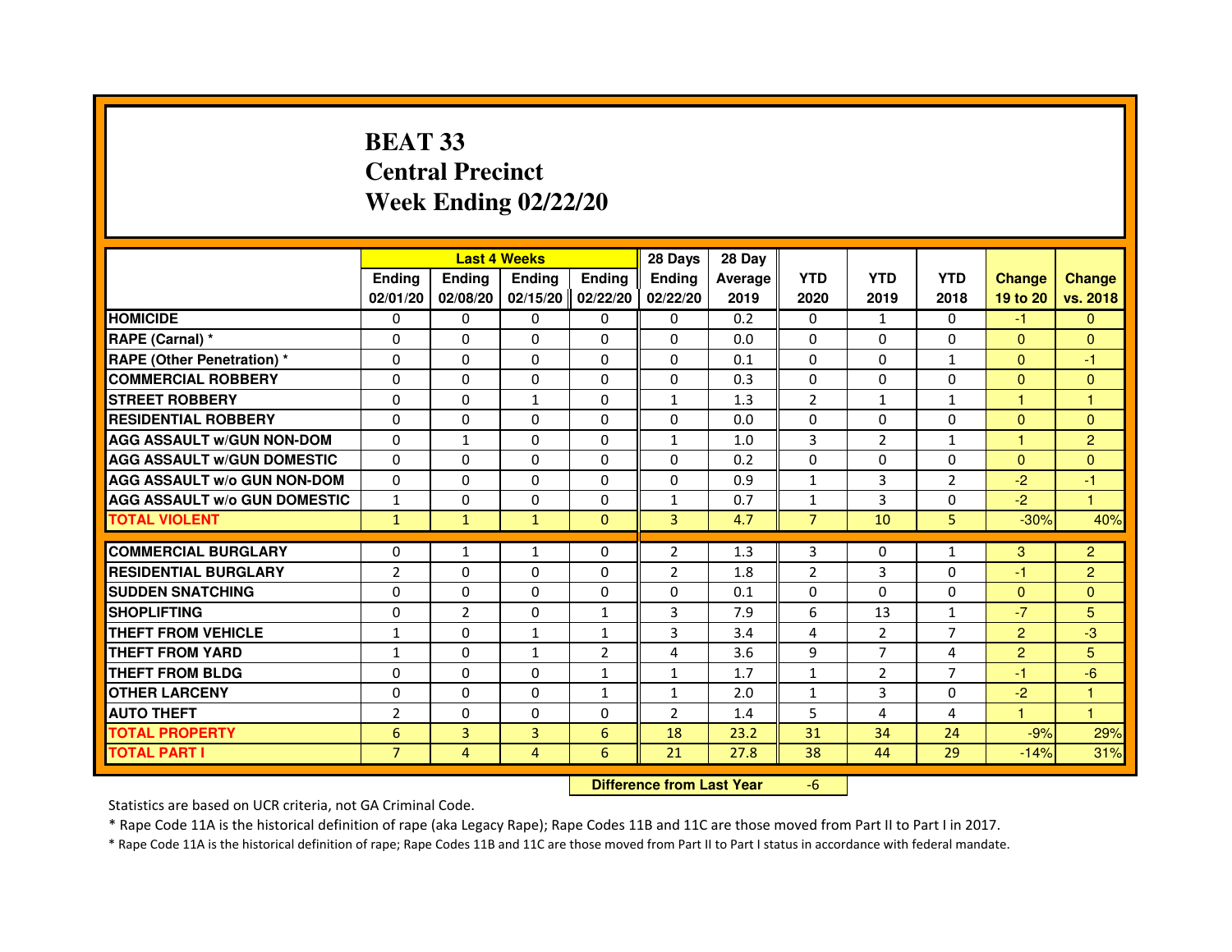# BEAT 33
# Central Precinct
# Week Ending 02/22/20

| | Last 4 Weeks | | | | 28 Days | 28 Day | | | | | |
|---|---|---|---|---|---|---|---|---|---|---|---|
| | Ending 02/01/20 | Ending 02/08/20 | Ending 02/15/20 | Ending 02/22/20 | Ending 02/22/20 | Average 2019 | YTD 2020 | YTD 2019 | YTD 2018 | Change 19 to 20 | Change vs. 2018 |
| **HOMICIDE** | 0 | 0 | 0 | 0 | 0 | 0.2 | 0 | 1 | 0 | -1 | 0 |
| **RAPE (Carnal) *** | 0 | 0 | 0 | 0 | 0 | 0.0 | 0 | 0 | 0 | 0 | 0 |
| **RAPE (Other Penetration) *** | 0 | 0 | 0 | 0 | 0 | 0.1 | 0 | 0 | 1 | 0 | -1 |
| **COMMERCIAL ROBBERY** | 0 | 0 | 0 | 0 | 0 | 0.3 | 0 | 0 | 0 | 0 | 0 |
| **STREET ROBBERY** | 0 | 0 | 1 | 0 | 1 | 1.3 | 2 | 1 | 1 | 1 | 1 |
| **RESIDENTIAL ROBBERY** | 0 | 0 | 0 | 0 | 0 | 0.0 | 0 | 0 | 0 | 0 | 0 |
| **AGG ASSAULT w/GUN NON-DOM** | 0 | 1 | 0 | 0 | 1 | 1.0 | 3 | 2 | 1 | 1 | 2 |
| **AGG ASSAULT w/GUN DOMESTIC** | 0 | 0 | 0 | 0 | 0 | 0.2 | 0 | 0 | 0 | 0 | 0 |
| **AGG ASSAULT w/o GUN NON-DOM** | 0 | 0 | 0 | 0 | 0 | 0.9 | 1 | 3 | 2 | -2 | -1 |
| **AGG ASSAULT w/o GUN DOMESTIC** | 1 | 0 | 0 | 0 | 1 | 0.7 | 1 | 3 | 0 | -2 | 1 |
| **TOTAL VIOLENT** | 1 | 1 | 1 | 0 | 3 | 4.7 | 7 | 10 | 5 | -30% | 40% |
| **COMMERCIAL BURGLARY** | 0 | 1 | 1 | 0 | 2 | 1.3 | 3 | 0 | 1 | 3 | 2 |
| **RESIDENTIAL BURGLARY** | 2 | 0 | 0 | 0 | 2 | 1.8 | 2 | 3 | 0 | -1 | 2 |
| **SUDDEN SNATCHING** | 0 | 0 | 0 | 0 | 0 | 0.1 | 0 | 0 | 0 | 0 | 0 |
| **SHOPLIFTING** | 0 | 2 | 0 | 1 | 3 | 7.9 | 6 | 13 | 1 | -7 | 5 |
| **THEFT FROM VEHICLE** | 1 | 0 | 1 | 1 | 3 | 3.4 | 4 | 2 | 7 | 2 | -3 |
| **THEFT FROM YARD** | 1 | 0 | 1 | 2 | 4 | 3.6 | 9 | 7 | 4 | 2 | 5 |
| **THEFT FROM BLDG** | 0 | 0 | 0 | 1 | 1 | 1.7 | 1 | 2 | 7 | -1 | -6 |
| **OTHER LARCENY** | 0 | 0 | 0 | 1 | 1 | 2.0 | 1 | 3 | 0 | -2 | 1 |
| **AUTO THEFT** | 2 | 0 | 0 | 0 | 2 | 1.4 | 5 | 4 | 4 | 1 | 1 |
| **TOTAL PROPERTY** | 6 | 3 | 3 | 6 | 18 | 23.2 | 31 | 34 | 24 | -9% | 29% |
| **TOTAL PART I** | 7 | 4 | 4 | 6 | 21 | 27.8 | 38 | 44 | 29 | -14% | 31% |

**Difference from Last Year** -6

Statistics are based on UCR criteria, not GA Criminal Code.

* Rape Code 11A is the historical definition of rape (aka Legacy Rape); Rape Codes 11B and 11C are those moved from Part II to Part I in 2017.

* Rape Code 11A is the historical definition of rape; Rape Codes 11B and 11C are those moved from Part II to Part I status in accordance with federal mandate.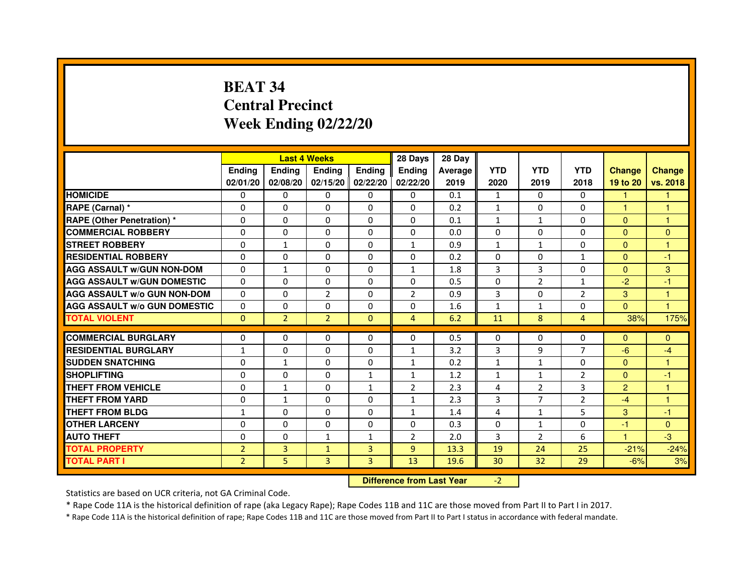# BEAT 34
# Central Precinct
# Week Ending 02/22/20

| | Last 4 Weeks | | | | 28 Days | 28 Day | | | | | |
|---|---|---|---|---|---|---|---|---|---|---|---|
| | Ending 02/01/20 | Ending 02/08/20 | Ending 02/15/20 | Ending 02/22/20 | Ending 02/22/20 | Average 2019 | YTD 2020 | YTD 2019 | YTD 2018 | Change 19 to 20 | Change vs. 2018 |
| **HOMICIDE** | 0 | 0 | 0 | 0 | 0 | 0.1 | 1 | 0 | 0 | 1 | 1 |
| **RAPE (Carnal) *** | 0 | 0 | 0 | 0 | 0 | 0.2 | 1 | 0 | 0 | 1 | 1 |
| **RAPE (Other Penetration) *** | 0 | 0 | 0 | 0 | 0 | 0.1 | 1 | 1 | 0 | 0 | 1 |
| **COMMERCIAL ROBBERY** | 0 | 0 | 0 | 0 | 0 | 0.0 | 0 | 0 | 0 | 0 | 0 |
| **STREET ROBBERY** | 0 | 1 | 0 | 0 | 1 | 0.9 | 1 | 1 | 0 | 0 | 1 |
| **RESIDENTIAL ROBBERY** | 0 | 0 | 0 | 0 | 0 | 0.2 | 0 | 0 | 1 | 0 | -1 |
| **AGG ASSAULT w/GUN NON-DOM** | 0 | 1 | 0 | 0 | 1 | 1.8 | 3 | 3 | 0 | 0 | 3 |
| **AGG ASSAULT w/GUN DOMESTIC** | 0 | 0 | 0 | 0 | 0 | 0.5 | 0 | 2 | 1 | -2 | -1 |
| **AGG ASSAULT w/o GUN NON-DOM** | 0 | 0 | 2 | 0 | 2 | 0.9 | 3 | 0 | 2 | 3 | 1 |
| **AGG ASSAULT w/o GUN DOMESTIC** | 0 | 0 | 0 | 0 | 0 | 1.6 | 1 | 1 | 0 | 0 | 1 |
| **TOTAL VIOLENT** | 0 | 2 | 2 | 0 | 4 | 6.2 | 11 | 8 | 4 | 38% | 175% |
| **COMMERCIAL BURGLARY** | 0 | 0 | 0 | 0 | 0 | 0.5 | 0 | 0 | 0 | 0 | 0 |
| **RESIDENTIAL BURGLARY** | 1 | 0 | 0 | 0 | 1 | 3.2 | 3 | 9 | 7 | -6 | -4 |
| **SUDDEN SNATCHING** | 0 | 1 | 0 | 0 | 1 | 0.2 | 1 | 1 | 0 | 0 | 1 |
| **SHOPLIFTING** | 0 | 0 | 0 | 1 | 1 | 1.2 | 1 | 1 | 2 | 0 | -1 |
| **THEFT FROM VEHICLE** | 0 | 1 | 0 | 1 | 2 | 2.3 | 4 | 2 | 3 | 2 | 1 |
| **THEFT FROM YARD** | 0 | 1 | 0 | 0 | 1 | 2.3 | 3 | 7 | 2 | -4 | 1 |
| **THEFT FROM BLDG** | 1 | 0 | 0 | 0 | 1 | 1.4 | 4 | 1 | 5 | 3 | -1 |
| **OTHER LARCENY** | 0 | 0 | 0 | 0 | 0 | 0.3 | 0 | 1 | 0 | -1 | 0 |
| **AUTO THEFT** | 0 | 0 | 1 | 1 | 2 | 2.0 | 3 | 2 | 6 | 1 | -3 |
| **TOTAL PROPERTY** | 2 | 3 | 1 | 3 | 9 | 13.3 | 19 | 24 | 25 | -21% | -24% |
| **TOTAL PART I** | 2 | 5 | 3 | 3 | 13 | 19.6 | 30 | 32 | 29 | -6% | 3% |

**Difference from Last Year** -2

Statistics are based on UCR criteria, not GA Criminal Code.

* Rape Code 11A is the historical definition of rape (aka Legacy Rape); Rape Codes 11B and 11C are those moved from Part II to Part I in 2017.

* Rape Code 11A is the historical definition of rape; Rape Codes 11B and 11C are those moved from Part II to Part I status in accordance with federal mandate.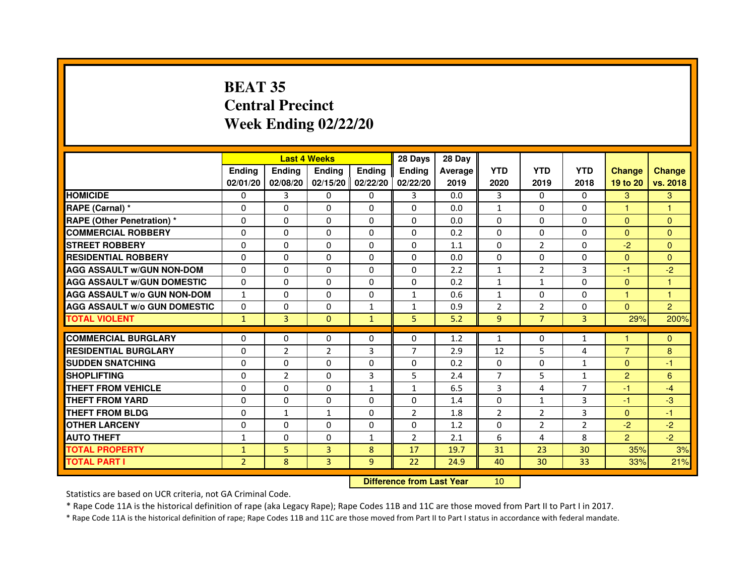# BEAT 35
## Central Precinct
## Week Ending 02/22/20

| | Last 4 Weeks | | | | 28 Days | 28 Day | | | | | |
|---|---|---|---|---|---|---|---|---|---|---|---|
| | Ending 02/01/20 | Ending 02/08/20 | Ending 02/15/20 | Ending 02/22/20 | Ending 02/22/20 | Average 2019 | YTD 2020 | YTD 2019 | YTD 2018 | Change 19 to 20 | Change vs. 2018 |
| **HOMICIDE** | 0 | 3 | 0 | 0 | 3 | 0.0 | 3 | 0 | 0 | 3 | 3 |
| **RAPE (Carnal) *** | 0 | 0 | 0 | 0 | 0 | 0.0 | 1 | 0 | 0 | 1 | 1 |
| **RAPE (Other Penetration) *** | 0 | 0 | 0 | 0 | 0 | 0.0 | 0 | 0 | 0 | 0 | 0 |
| **COMMERCIAL ROBBERY** | 0 | 0 | 0 | 0 | 0 | 0.2 | 0 | 0 | 0 | 0 | 0 |
| **STREET ROBBERY** | 0 | 0 | 0 | 0 | 0 | 1.1 | 0 | 2 | 0 | -2 | 0 |
| **RESIDENTIAL ROBBERY** | 0 | 0 | 0 | 0 | 0 | 0.0 | 0 | 0 | 0 | 0 | 0 |
| **AGG ASSAULT w/GUN NON-DOM** | 0 | 0 | 0 | 0 | 0 | 2.2 | 1 | 2 | 3 | -1 | -2 |
| **AGG ASSAULT w/GUN DOMESTIC** | 0 | 0 | 0 | 0 | 0 | 0.2 | 1 | 1 | 0 | 0 | 1 |
| **AGG ASSAULT w/o GUN NON-DOM** | 1 | 0 | 0 | 0 | 1 | 0.6 | 1 | 0 | 0 | 1 | 1 |
| **AGG ASSAULT w/o GUN DOMESTIC** | 0 | 0 | 0 | 1 | 1 | 0.9 | 2 | 2 | 0 | 0 | 2 |
| **TOTAL VIOLENT** | 1 | 3 | 0 | 1 | 5 | 5.2 | 9 | 7 | 3 | 29% | 200% |
| **COMMERCIAL BURGLARY** | 0 | 0 | 0 | 0 | 0 | 1.2 | 1 | 0 | 1 | 1 | 0 |
| **RESIDENTIAL BURGLARY** | 0 | 2 | 2 | 3 | 7 | 2.9 | 12 | 5 | 4 | 7 | 8 |
| **SUDDEN SNATCHING** | 0 | 0 | 0 | 0 | 0 | 0.2 | 0 | 0 | 1 | 0 | -1 |
| **SHOPLIFTING** | 0 | 2 | 0 | 3 | 5 | 2.4 | 7 | 5 | 1 | 2 | 6 |
| **THEFT FROM VEHICLE** | 0 | 0 | 0 | 1 | 1 | 6.5 | 3 | 4 | 7 | -1 | -4 |
| **THEFT FROM YARD** | 0 | 0 | 0 | 0 | 0 | 1.4 | 0 | 1 | 3 | -1 | -3 |
| **THEFT FROM BLDG** | 0 | 1 | 1 | 0 | 2 | 1.8 | 2 | 2 | 3 | 0 | -1 |
| **OTHER LARCENY** | 0 | 0 | 0 | 0 | 0 | 1.2 | 0 | 2 | 2 | -2 | -2 |
| **AUTO THEFT** | 1 | 0 | 0 | 1 | 2 | 2.1 | 6 | 4 | 8 | 2 | -2 |
| **TOTAL PROPERTY** | 1 | 5 | 3 | 8 | 17 | 19.7 | 31 | 23 | 30 | 35% | 3% |
| **TOTAL PART I** | 2 | 8 | 3 | 9 | 22 | 24.9 | 40 | 30 | 33 | 33% | 21% |

**Difference from Last Year** 10

Statistics are based on UCR criteria, not GA Criminal Code.

* Rape Code 11A is the historical definition of rape (aka Legacy Rape); Rape Codes 11B and 11C are those moved from Part II to Part I in 2017.

* Rape Code 11A is the historical definition of rape; Rape Codes 11B and 11C are those moved from Part II to Part I status in accordance with federal mandate.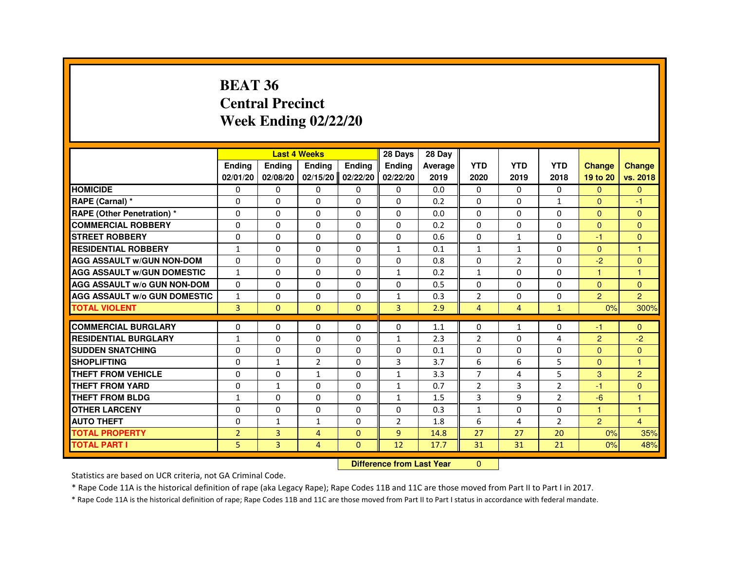# BEAT 36
# Central Precinct
# Week Ending 02/22/20

| | Last 4 Weeks | | | | 28 Days | 28 Day | | | | | |
|---|---|---|---|---|---|---|---|---|---|---|---|
| | Ending 02/01/20 | Ending 02/08/20 | Ending 02/15/20 | Ending 02/22/20 | Ending 02/22/20 | Average 2019 | YTD 2020 | YTD 2019 | YTD 2018 | Change 19 to 20 | Change vs. 2018 |
| HOMICIDE | 0 | 0 | 0 | 0 | 0 | 0.0 | 0 | 0 | 0 | 0 | 0 |
| RAPE (Carnal) * | 0 | 0 | 0 | 0 | 0 | 0.2 | 0 | 0 | 1 | 0 | -1 |
| RAPE (Other Penetration) * | 0 | 0 | 0 | 0 | 0 | 0.0 | 0 | 0 | 0 | 0 | 0 |
| COMMERCIAL ROBBERY | 0 | 0 | 0 | 0 | 0 | 0.2 | 0 | 0 | 0 | 0 | 0 |
| STREET ROBBERY | 0 | 0 | 0 | 0 | 0 | 0.6 | 0 | 1 | 0 | -1 | 0 |
| RESIDENTIAL ROBBERY | 1 | 0 | 0 | 0 | 1 | 0.1 | 1 | 1 | 0 | 0 | 1 |
| AGG ASSAULT w/GUN NON-DOM | 0 | 0 | 0 | 0 | 0 | 0.8 | 0 | 2 | 0 | -2 | 0 |
| AGG ASSAULT w/GUN DOMESTIC | 1 | 0 | 0 | 0 | 1 | 0.2 | 1 | 0 | 0 | 1 | 1 |
| AGG ASSAULT w/o GUN NON-DOM | 0 | 0 | 0 | 0 | 0 | 0.5 | 0 | 0 | 0 | 0 | 0 |
| AGG ASSAULT w/o GUN DOMESTIC | 1 | 0 | 0 | 0 | 1 | 0.3 | 2 | 0 | 0 | 2 | 2 |
| TOTAL VIOLENT | 3 | 0 | 0 | 0 | 3 | 2.9 | 4 | 4 | 1 | 0% | 300% |
| COMMERCIAL BURGLARY | 0 | 0 | 0 | 0 | 0 | 1.1 | 0 | 1 | 0 | -1 | 0 |
| RESIDENTIAL BURGLARY | 1 | 0 | 0 | 0 | 1 | 2.3 | 2 | 0 | 4 | 2 | -2 |
| SUDDEN SNATCHING | 0 | 0 | 0 | 0 | 0 | 0.1 | 0 | 0 | 0 | 0 | 0 |
| SHOPLIFTING | 0 | 1 | 2 | 0 | 3 | 3.7 | 6 | 6 | 5 | 0 | 1 |
| THEFT FROM VEHICLE | 0 | 0 | 1 | 0 | 1 | 3.3 | 7 | 4 | 5 | 3 | 2 |
| THEFT FROM YARD | 0 | 1 | 0 | 0 | 1 | 0.7 | 2 | 3 | 2 | -1 | 0 |
| THEFT FROM BLDG | 1 | 0 | 0 | 0 | 1 | 1.5 | 3 | 9 | 2 | -6 | 1 |
| OTHER LARCENY | 0 | 0 | 0 | 0 | 0 | 0.3 | 1 | 0 | 0 | 1 | 1 |
| AUTO THEFT | 0 | 1 | 1 | 0 | 2 | 1.8 | 6 | 4 | 2 | 2 | 4 |
| TOTAL PROPERTY | 2 | 3 | 4 | 0 | 9 | 14.8 | 27 | 27 | 20 | 0% | 35% |
| TOTAL PART I | 5 | 3 | 4 | 0 | 12 | 17.7 | 31 | 31 | 21 | 0% | 48% |

**Difference from Last Year** 0

Statistics are based on UCR criteria, not GA Criminal Code.

* Rape Code 11A is the historical definition of rape (aka Legacy Rape); Rape Codes 11B and 11C are those moved from Part II to Part I in 2017.

* Rape Code 11A is the historical definition of rape; Rape Codes 11B and 11C are those moved from Part II to Part I status in accordance with federal mandate.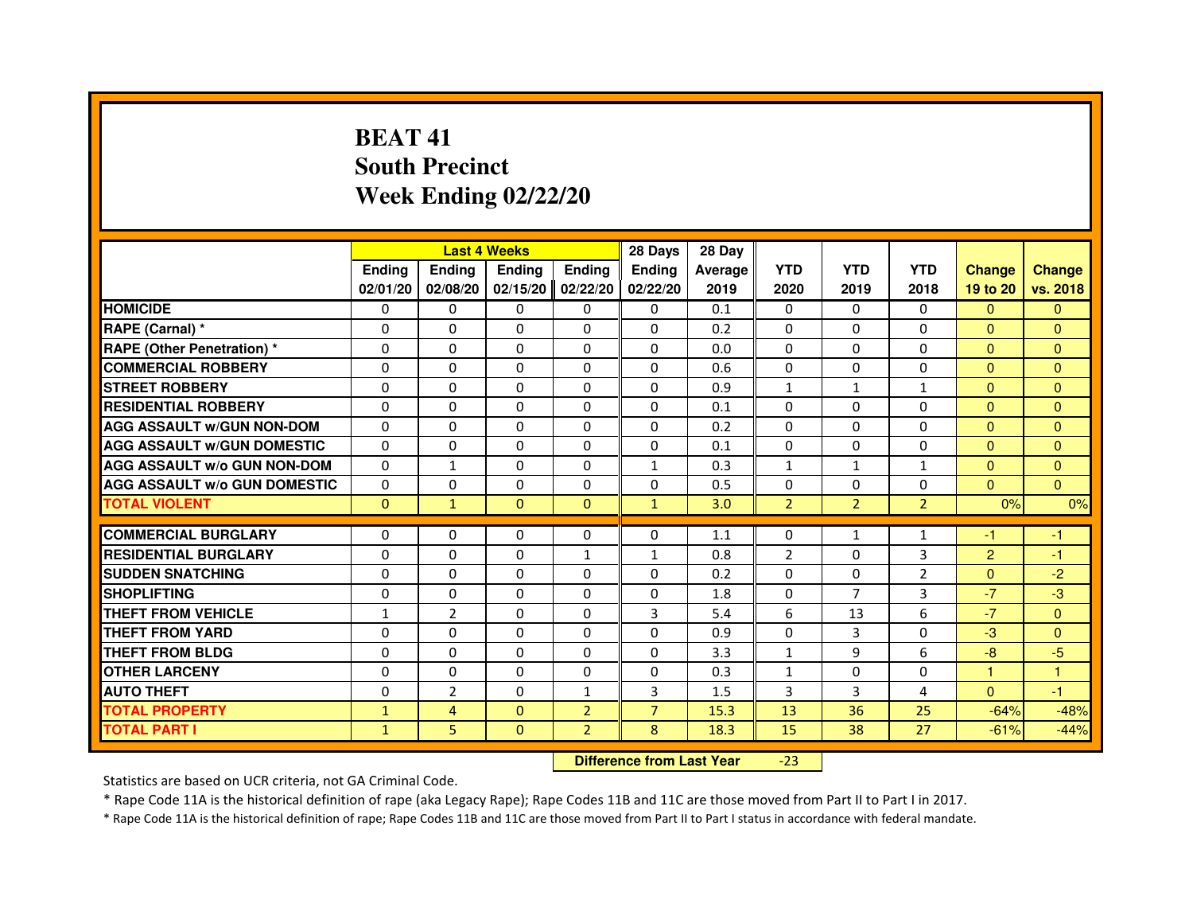# BEAT 41
## South Precinct
## Week Ending 02/22/20

| | Last 4 Weeks | | | | 28 Days | 28 Day | | | | | |
|---|---|---|---|---|---|---|---|---|---|---|---|
| | Ending 02/01/20 | Ending 02/08/20 | Ending 02/15/20 | Ending 02/22/20 | Ending 02/22/20 | Average 2019 | YTD 2020 | YTD 2019 | YTD 2018 | Change 19 to 20 | Change vs. 2018 |
| HOMICIDE | 0 | 0 | 0 | 0 | 0 | 0.1 | 0 | 0 | 0 | 0 | 0 |
| RAPE (Carnal) * | 0 | 0 | 0 | 0 | 0 | 0.2 | 0 | 0 | 0 | 0 | 0 |
| RAPE (Other Penetration) * | 0 | 0 | 0 | 0 | 0 | 0.0 | 0 | 0 | 0 | 0 | 0 |
| COMMERCIAL ROBBERY | 0 | 0 | 0 | 0 | 0 | 0.6 | 0 | 0 | 0 | 0 | 0 |
| STREET ROBBERY | 0 | 0 | 0 | 0 | 0 | 0.9 | 1 | 1 | 1 | 0 | 0 |
| RESIDENTIAL ROBBERY | 0 | 0 | 0 | 0 | 0 | 0.1 | 0 | 0 | 0 | 0 | 0 |
| AGG ASSAULT w/GUN NON-DOM | 0 | 0 | 0 | 0 | 0 | 0.2 | 0 | 0 | 0 | 0 | 0 |
| AGG ASSAULT w/GUN DOMESTIC | 0 | 0 | 0 | 0 | 0 | 0.1 | 0 | 0 | 0 | 0 | 0 |
| AGG ASSAULT w/o GUN NON-DOM | 0 | 1 | 0 | 0 | 1 | 0.3 | 1 | 1 | 1 | 0 | 0 |
| AGG ASSAULT w/o GUN DOMESTIC | 0 | 0 | 0 | 0 | 0 | 0.5 | 0 | 0 | 0 | 0 | 0 |
| TOTAL VIOLENT | 0 | 1 | 0 | 0 | 1 | 3.0 | 2 | 2 | 2 | 0% | 0% |
| COMMERCIAL BURGLARY | 0 | 0 | 0 | 0 | 0 | 1.1 | 0 | 1 | 1 | -1 | -1 |
| RESIDENTIAL BURGLARY | 0 | 0 | 0 | 1 | 1 | 0.8 | 2 | 0 | 3 | 2 | -1 |
| SUDDEN SNATCHING | 0 | 0 | 0 | 0 | 0 | 0.2 | 0 | 0 | 2 | 0 | -2 |
| SHOPLIFTING | 0 | 0 | 0 | 0 | 0 | 1.8 | 0 | 7 | 3 | -7 | -3 |
| THEFT FROM VEHICLE | 1 | 2 | 0 | 0 | 3 | 5.4 | 6 | 13 | 6 | -7 | 0 |
| THEFT FROM YARD | 0 | 0 | 0 | 0 | 0 | 0.9 | 0 | 3 | 0 | -3 | 0 |
| THEFT FROM BLDG | 0 | 0 | 0 | 0 | 0 | 3.3 | 1 | 9 | 6 | -8 | -5 |
| OTHER LARCENY | 0 | 0 | 0 | 0 | 0 | 0.3 | 1 | 0 | 0 | 1 | 1 |
| AUTO THEFT | 0 | 2 | 0 | 1 | 3 | 1.5 | 3 | 3 | 4 | 0 | -1 |
| TOTAL PROPERTY | 1 | 4 | 0 | 2 | 7 | 15.3 | 13 | 36 | 25 | -64% | -48% |
| TOTAL PART I | 1 | 5 | 0 | 2 | 8 | 18.3 | 15 | 38 | 27 | -61% | -44% |

**Difference from Last Year** -23

Statistics are based on UCR criteria, not GA Criminal Code.

* Rape Code 11A is the historical definition of rape (aka Legacy Rape); Rape Codes 11B and 11C are those moved from Part II to Part I in 2017.

* Rape Code 11A is the historical definition of rape; Rape Codes 11B and 11C are those moved from Part II to Part I status in accordance with federal mandate.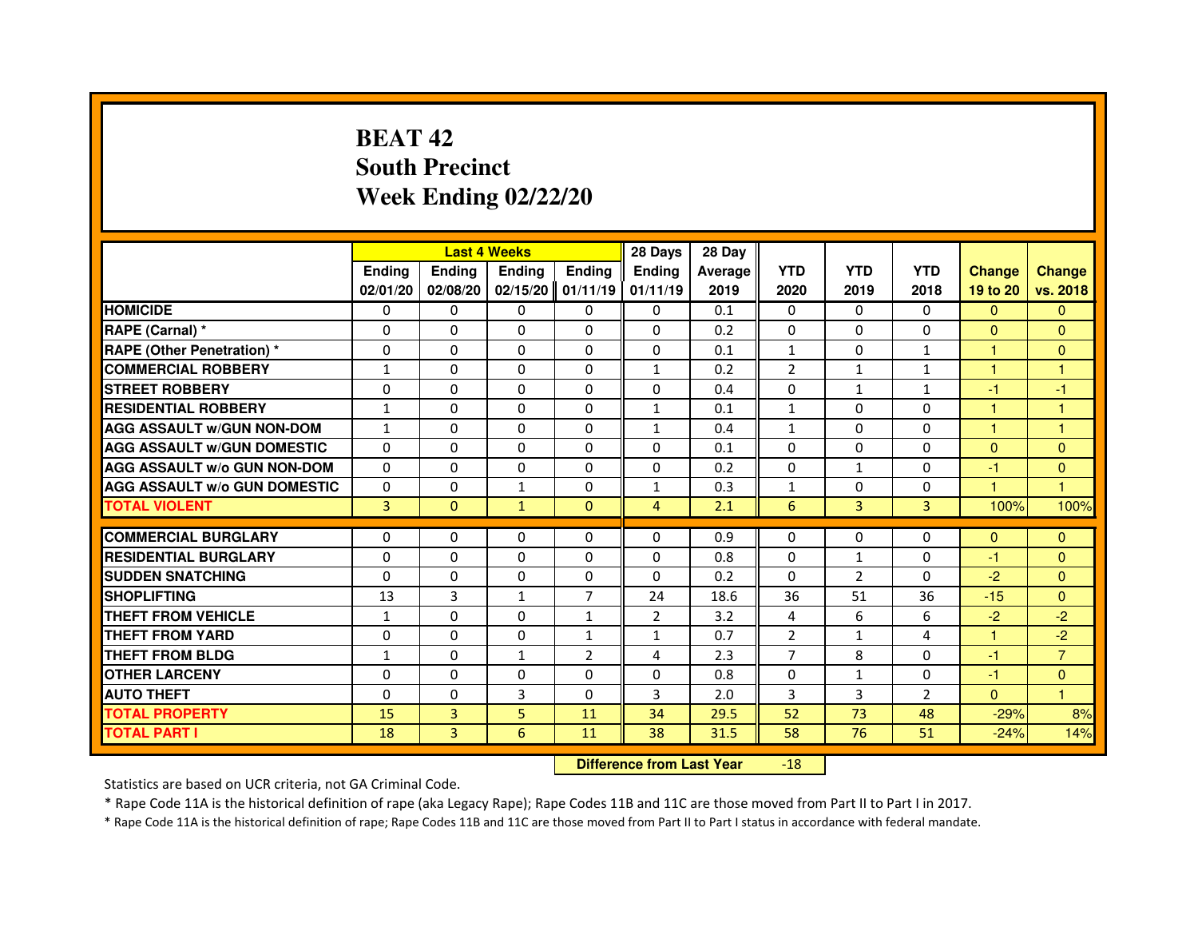# BEAT 42
# South Precinct
# Week Ending 02/22/20

| | Last 4 Weeks | | | | 28 Days | 28 Day | | | | | |
|---|---|---|---|---|---|---|---|---|---|---|---|
| | Ending 02/01/20 | Ending 02/08/20 | Ending 02/15/20 | Ending 01/11/19 | Ending 01/11/19 | Average 2019 | YTD 2020 | YTD 2019 | YTD 2018 | Change 19 to 20 | Change vs. 2018 |
| HOMICIDE | 0 | 0 | 0 | 0 | 0 | 0.1 | 0 | 0 | 0 | 0 | 0 |
| RAPE (Carnal) * | 0 | 0 | 0 | 0 | 0 | 0.2 | 0 | 0 | 0 | 0 | 0 |
| RAPE (Other Penetration) * | 0 | 0 | 0 | 0 | 0 | 0.1 | 1 | 0 | 1 | 1 | 0 |
| COMMERCIAL ROBBERY | 1 | 0 | 0 | 0 | 1 | 0.2 | 2 | 1 | 1 | 1 | 1 |
| STREET ROBBERY | 0 | 0 | 0 | 0 | 0 | 0.4 | 0 | 1 | 1 | -1 | -1 |
| RESIDENTIAL ROBBERY | 1 | 0 | 0 | 0 | 1 | 0.1 | 1 | 0 | 0 | 1 | 1 |
| AGG ASSAULT w/GUN NON-DOM | 1 | 0 | 0 | 0 | 1 | 0.4 | 1 | 0 | 0 | 1 | 1 |
| AGG ASSAULT w/GUN DOMESTIC | 0 | 0 | 0 | 0 | 0 | 0.1 | 0 | 0 | 0 | 0 | 0 |
| AGG ASSAULT w/o GUN NON-DOM | 0 | 0 | 0 | 0 | 0 | 0.2 | 0 | 1 | 0 | -1 | 0 |
| AGG ASSAULT w/o GUN DOMESTIC | 0 | 0 | 1 | 0 | 1 | 0.3 | 1 | 0 | 0 | 1 | 1 |
| TOTAL VIOLENT | 3 | 0 | 1 | 0 | 4 | 2.1 | 6 | 3 | 3 | 100% | 100% |
| COMMERCIAL BURGLARY | 0 | 0 | 0 | 0 | 0 | 0.9 | 0 | 0 | 0 | 0 | 0 |
| RESIDENTIAL BURGLARY | 0 | 0 | 0 | 0 | 0 | 0.8 | 0 | 1 | 0 | -1 | 0 |
| SUDDEN SNATCHING | 0 | 0 | 0 | 0 | 0 | 0.2 | 0 | 2 | 0 | -2 | 0 |
| SHOPLIFTING | 13 | 3 | 1 | 7 | 24 | 18.6 | 36 | 51 | 36 | -15 | 0 |
| THEFT FROM VEHICLE | 1 | 0 | 0 | 1 | 2 | 3.2 | 4 | 6 | 6 | -2 | -2 |
| THEFT FROM YARD | 0 | 0 | 0 | 1 | 1 | 0.7 | 2 | 1 | 4 | 1 | -2 |
| THEFT FROM BLDG | 1 | 0 | 1 | 2 | 4 | 2.3 | 7 | 8 | 0 | -1 | 7 |
| OTHER LARCENY | 0 | 0 | 0 | 0 | 0 | 0.8 | 0 | 1 | 0 | -1 | 0 |
| AUTO THEFT | 0 | 0 | 3 | 0 | 3 | 2.0 | 3 | 3 | 2 | 0 | 1 |
| TOTAL PROPERTY | 15 | 3 | 5 | 11 | 34 | 29.5 | 52 | 73 | 48 | -29% | 8% |
| TOTAL PART I | 18 | 3 | 6 | 11 | 38 | 31.5 | 58 | 76 | 51 | -24% | 14% |

**Difference from Last Year** -18

Statistics are based on UCR criteria, not GA Criminal Code.

* Rape Code 11A is the historical definition of rape (aka Legacy Rape); Rape Codes 11B and 11C are those moved from Part II to Part I in 2017.

* Rape Code 11A is the historical definition of rape; Rape Codes 11B and 11C are those moved from Part II to Part I status in accordance with federal mandate.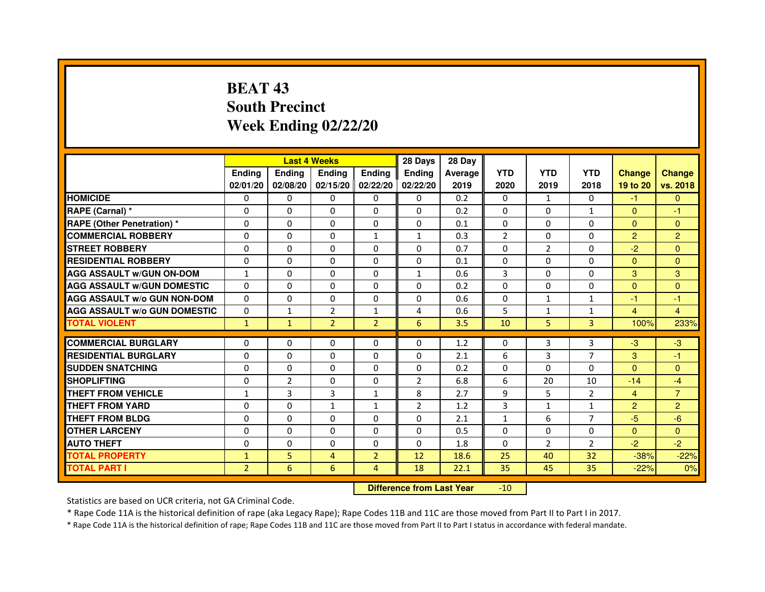# BEAT 43
## South Precinct
## Week Ending 02/22/20

| | Last 4 Weeks | | | | 28 Days | 28 Day | | | | | |
|---|---|---|---|---|---|---|---|---|---|---|---|
| | Ending 02/01/20 | Ending 02/08/20 | Ending 02/15/20 | Ending 02/22/20 | Ending 02/22/20 | Average 2019 | YTD 2020 | YTD 2019 | YTD 2018 | Change 19 to 20 | Change vs. 2018 |
| HOMICIDE | 0 | 0 | 0 | 0 | 0 | 0.2 | 0 | 1 | 0 | -1 | 0 |
| RAPE (Carnal) * | 0 | 0 | 0 | 0 | 0 | 0.2 | 0 | 0 | 1 | 0 | -1 |
| RAPE (Other Penetration) * | 0 | 0 | 0 | 0 | 0 | 0.1 | 0 | 0 | 0 | 0 | 0 |
| COMMERCIAL ROBBERY | 0 | 0 | 0 | 1 | 1 | 0.3 | 2 | 0 | 0 | 2 | 2 |
| STREET ROBBERY | 0 | 0 | 0 | 0 | 0 | 0.7 | 0 | 2 | 0 | -2 | 0 |
| RESIDENTIAL ROBBERY | 0 | 0 | 0 | 0 | 0 | 0.1 | 0 | 0 | 0 | 0 | 0 |
| AGG ASSAULT w/GUN ON-DOM | 1 | 0 | 0 | 0 | 1 | 0.6 | 3 | 0 | 0 | 3 | 3 |
| AGG ASSAULT w/GUN DOMESTIC | 0 | 0 | 0 | 0 | 0 | 0.2 | 0 | 0 | 0 | 0 | 0 |
| AGG ASSAULT w/o GUN NON-DOM | 0 | 0 | 0 | 0 | 0 | 0.6 | 0 | 1 | 1 | -1 | -1 |
| AGG ASSAULT w/o GUN DOMESTIC | 0 | 1 | 2 | 1 | 4 | 0.6 | 5 | 1 | 1 | 4 | 4 |
| TOTAL VIOLENT | 1 | 1 | 2 | 2 | 6 | 3.5 | 10 | 5 | 3 | 100% | 233% |
| COMMERCIAL BURGLARY | 0 | 0 | 0 | 0 | 0 | 1.2 | 0 | 3 | 3 | -3 | -3 |
| RESIDENTIAL BURGLARY | 0 | 0 | 0 | 0 | 0 | 2.1 | 6 | 3 | 7 | 3 | -1 |
| SUDDEN SNATCHING | 0 | 0 | 0 | 0 | 0 | 0.2 | 0 | 0 | 0 | 0 | 0 |
| SHOPLIFTING | 0 | 2 | 0 | 0 | 2 | 6.8 | 6 | 20 | 10 | -14 | -4 |
| THEFT FROM VEHICLE | 1 | 3 | 3 | 1 | 8 | 2.7 | 9 | 5 | 2 | 4 | 7 |
| THEFT FROM YARD | 0 | 0 | 1 | 1 | 2 | 1.2 | 3 | 1 | 1 | 2 | 2 |
| THEFT FROM BLDG | 0 | 0 | 0 | 0 | 0 | 2.1 | 1 | 6 | 7 | -5 | -6 |
| OTHER LARCENY | 0 | 0 | 0 | 0 | 0 | 0.5 | 0 | 0 | 0 | 0 | 0 |
| AUTO THEFT | 0 | 0 | 0 | 0 | 0 | 1.8 | 0 | 2 | 2 | -2 | -2 |
| TOTAL PROPERTY | 1 | 5 | 4 | 2 | 12 | 18.6 | 25 | 40 | 32 | -38% | -22% |
| TOTAL PART I | 2 | 6 | 6 | 4 | 18 | 22.1 | 35 | 45 | 35 | -22% | 0% |

**Difference from Last Year** -10

Statistics are based on UCR criteria, not GA Criminal Code.

* Rape Code 11A is the historical definition of rape (aka Legacy Rape); Rape Codes 11B and 11C are those moved from Part II to Part I in 2017.

* Rape Code 11A is the historical definition of rape; Rape Codes 11B and 11C are those moved from Part II to Part I status in accordance with federal mandate.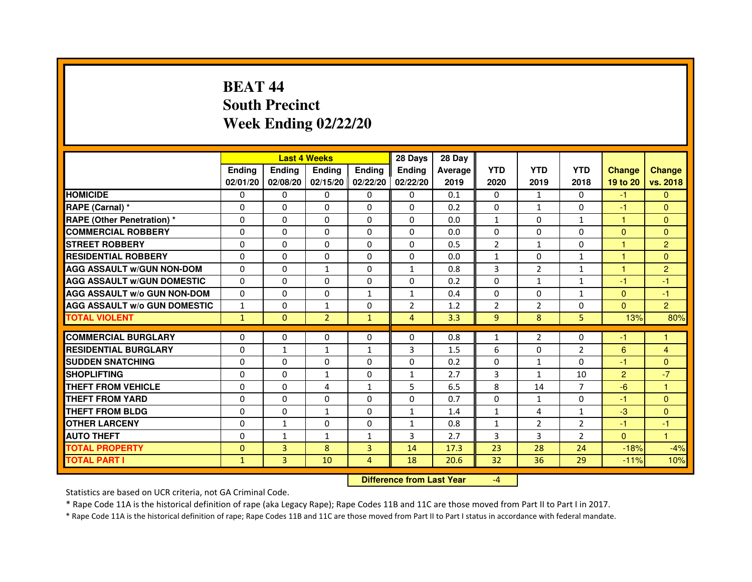# BEAT 44
## South Precinct
## Week Ending 02/22/20

| | Last 4 Weeks | | | | 28 Days | 28 Day | | | | | |
|---|---|---|---|---|---|---|---|---|---|---|---|
| | Ending 02/01/20 | Ending 02/08/20 | Ending 02/15/20 | Ending 02/22/20 | Ending 02/22/20 | Average 2019 | YTD 2020 | YTD 2019 | YTD 2018 | Change 19 to 20 | Change vs. 2018 |
| HOMICIDE | 0 | 0 | 0 | 0 | 0 | 0.1 | 0 | 1 | 0 | -1 | 0 |
| RAPE (Carnal) * | 0 | 0 | 0 | 0 | 0 | 0.2 | 0 | 1 | 0 | -1 | 0 |
| RAPE (Other Penetration) * | 0 | 0 | 0 | 0 | 0 | 0.0 | 1 | 0 | 1 | 1 | 0 |
| COMMERCIAL ROBBERY | 0 | 0 | 0 | 0 | 0 | 0.0 | 0 | 0 | 0 | 0 | 0 |
| STREET ROBBERY | 0 | 0 | 0 | 0 | 0 | 0.5 | 2 | 1 | 0 | 1 | 2 |
| RESIDENTIAL ROBBERY | 0 | 0 | 0 | 0 | 0 | 0.0 | 1 | 0 | 1 | 1 | 0 |
| AGG ASSAULT w/GUN NON-DOM | 0 | 0 | 1 | 0 | 1 | 0.8 | 3 | 2 | 1 | 1 | 2 |
| AGG ASSAULT w/GUN DOMESTIC | 0 | 0 | 0 | 0 | 0 | 0.2 | 0 | 1 | 1 | -1 | -1 |
| AGG ASSAULT w/o GUN NON-DOM | 0 | 0 | 0 | 1 | 1 | 0.4 | 0 | 0 | 1 | 0 | -1 |
| AGG ASSAULT w/o GUN DOMESTIC | 1 | 0 | 1 | 0 | 2 | 1.2 | 2 | 2 | 0 | 0 | 2 |
| TOTAL VIOLENT | 1 | 0 | 2 | 1 | 4 | 3.3 | 9 | 8 | 5 | 13% | 80% |
| COMMERCIAL BURGLARY | 0 | 0 | 0 | 0 | 0 | 0.8 | 1 | 2 | 0 | -1 | 1 |
| RESIDENTIAL BURGLARY | 0 | 1 | 1 | 1 | 3 | 1.5 | 6 | 0 | 2 | 6 | 4 |
| SUDDEN SNATCHING | 0 | 0 | 0 | 0 | 0 | 0.2 | 0 | 1 | 0 | -1 | 0 |
| SHOPLIFTING | 0 | 0 | 1 | 0 | 1 | 2.7 | 3 | 1 | 10 | 2 | -7 |
| THEFT FROM VEHICLE | 0 | 0 | 4 | 1 | 5 | 6.5 | 8 | 14 | 7 | -6 | 1 |
| THEFT FROM YARD | 0 | 0 | 0 | 0 | 0 | 0.7 | 0 | 1 | 0 | -1 | 0 |
| THEFT FROM BLDG | 0 | 0 | 1 | 0 | 1 | 1.4 | 1 | 4 | 1 | -3 | 0 |
| OTHER LARCENY | 0 | 1 | 0 | 0 | 1 | 0.8 | 1 | 2 | 2 | -1 | -1 |
| AUTO THEFT | 0 | 1 | 1 | 1 | 3 | 2.7 | 3 | 3 | 2 | 0 | 1 |
| TOTAL PROPERTY | 0 | 3 | 8 | 3 | 14 | 17.3 | 23 | 28 | 24 | -18% | -4% |
| TOTAL PART I | 1 | 3 | 10 | 4 | 18 | 20.6 | 32 | 36 | 29 | -11% | 10% |

**Difference from Last Year** -4

Statistics are based on UCR criteria, not GA Criminal Code.

* Rape Code 11A is the historical definition of rape (aka Legacy Rape); Rape Codes 11B and 11C are those moved from Part II to Part I in 2017.

* Rape Code 11A is the historical definition of rape; Rape Codes 11B and 11C are those moved from Part II to Part I status in accordance with federal mandate.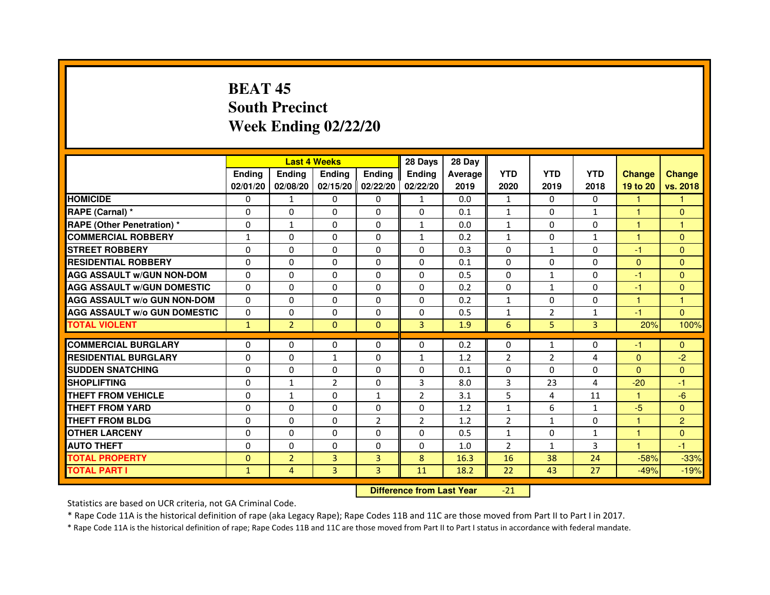# BEAT 45
## South Precinct
## Week Ending 02/22/20

| | Last 4 Weeks | | | | 28 Days | 28 Day | | | | | |
|---|---|---|---|---|---|---|---|---|---|---|---|
| | Ending 02/01/20 | Ending 02/08/20 | Ending 02/15/20 | Ending 02/22/20 | Ending 02/22/20 | Average 2019 | YTD 2020 | YTD 2019 | YTD 2018 | Change 19 to 20 | Change vs. 2018 |
| HOMICIDE | 0 | 1 | 0 | 0 | 1 | 0.0 | 1 | 0 | 0 | 1 | 1 |
| RAPE (Carnal) * | 0 | 0 | 0 | 0 | 0 | 0.1 | 1 | 0 | 1 | 1 | 0 |
| RAPE (Other Penetration) * | 0 | 1 | 0 | 0 | 1 | 0.0 | 1 | 0 | 0 | 1 | 1 |
| COMMERCIAL ROBBERY | 1 | 0 | 0 | 0 | 1 | 0.2 | 1 | 0 | 1 | 1 | 0 |
| STREET ROBBERY | 0 | 0 | 0 | 0 | 0 | 0.3 | 0 | 1 | 0 | -1 | 0 |
| RESIDENTIAL ROBBERY | 0 | 0 | 0 | 0 | 0 | 0.1 | 0 | 0 | 0 | 0 | 0 |
| AGG ASSAULT w/GUN NON-DOM | 0 | 0 | 0 | 0 | 0 | 0.5 | 0 | 1 | 0 | -1 | 0 |
| AGG ASSAULT w/GUN DOMESTIC | 0 | 0 | 0 | 0 | 0 | 0.2 | 0 | 1 | 0 | -1 | 0 |
| AGG ASSAULT w/o GUN NON-DOM | 0 | 0 | 0 | 0 | 0 | 0.2 | 1 | 0 | 0 | 1 | 1 |
| AGG ASSAULT w/o GUN DOMESTIC | 0 | 0 | 0 | 0 | 0 | 0.5 | 1 | 2 | 1 | -1 | 0 |
| TOTAL VIOLENT | 1 | 2 | 0 | 0 | 3 | 1.9 | 6 | 5 | 3 | 20% | 100% |
| COMMERCIAL BURGLARY | 0 | 0 | 0 | 0 | 0 | 0.2 | 0 | 1 | 0 | -1 | 0 |
| RESIDENTIAL BURGLARY | 0 | 0 | 1 | 0 | 1 | 1.2 | 2 | 2 | 4 | 0 | -2 |
| SUDDEN SNATCHING | 0 | 0 | 0 | 0 | 0 | 0.1 | 0 | 0 | 0 | 0 | 0 |
| SHOPLIFTING | 0 | 1 | 2 | 0 | 3 | 8.0 | 3 | 23 | 4 | -20 | -1 |
| THEFT FROM VEHICLE | 0 | 1 | 0 | 1 | 2 | 3.1 | 5 | 4 | 11 | 1 | -6 |
| THEFT FROM YARD | 0 | 0 | 0 | 0 | 0 | 1.2 | 1 | 6 | 1 | -5 | 0 |
| THEFT FROM BLDG | 0 | 0 | 0 | 2 | 2 | 1.2 | 2 | 1 | 0 | 1 | 2 |
| OTHER LARCENY | 0 | 0 | 0 | 0 | 0 | 0.5 | 1 | 0 | 1 | 1 | 0 |
| AUTO THEFT | 0 | 0 | 0 | 0 | 0 | 1.0 | 2 | 1 | 3 | 1 | -1 |
| TOTAL PROPERTY | 0 | 2 | 3 | 3 | 8 | 16.3 | 16 | 38 | 24 | -58% | -33% |
| TOTAL PART I | 1 | 4 | 3 | 3 | 11 | 18.2 | 22 | 43 | 27 | -49% | -19% |

**Difference from Last Year** -21

Statistics are based on UCR criteria, not GA Criminal Code.

* Rape Code 11A is the historical definition of rape (aka Legacy Rape); Rape Codes 11B and 11C are those moved from Part II to Part I in 2017.

* Rape Code 11A is the historical definition of rape; Rape Codes 11B and 11C are those moved from Part II to Part I status in accordance with federal mandate.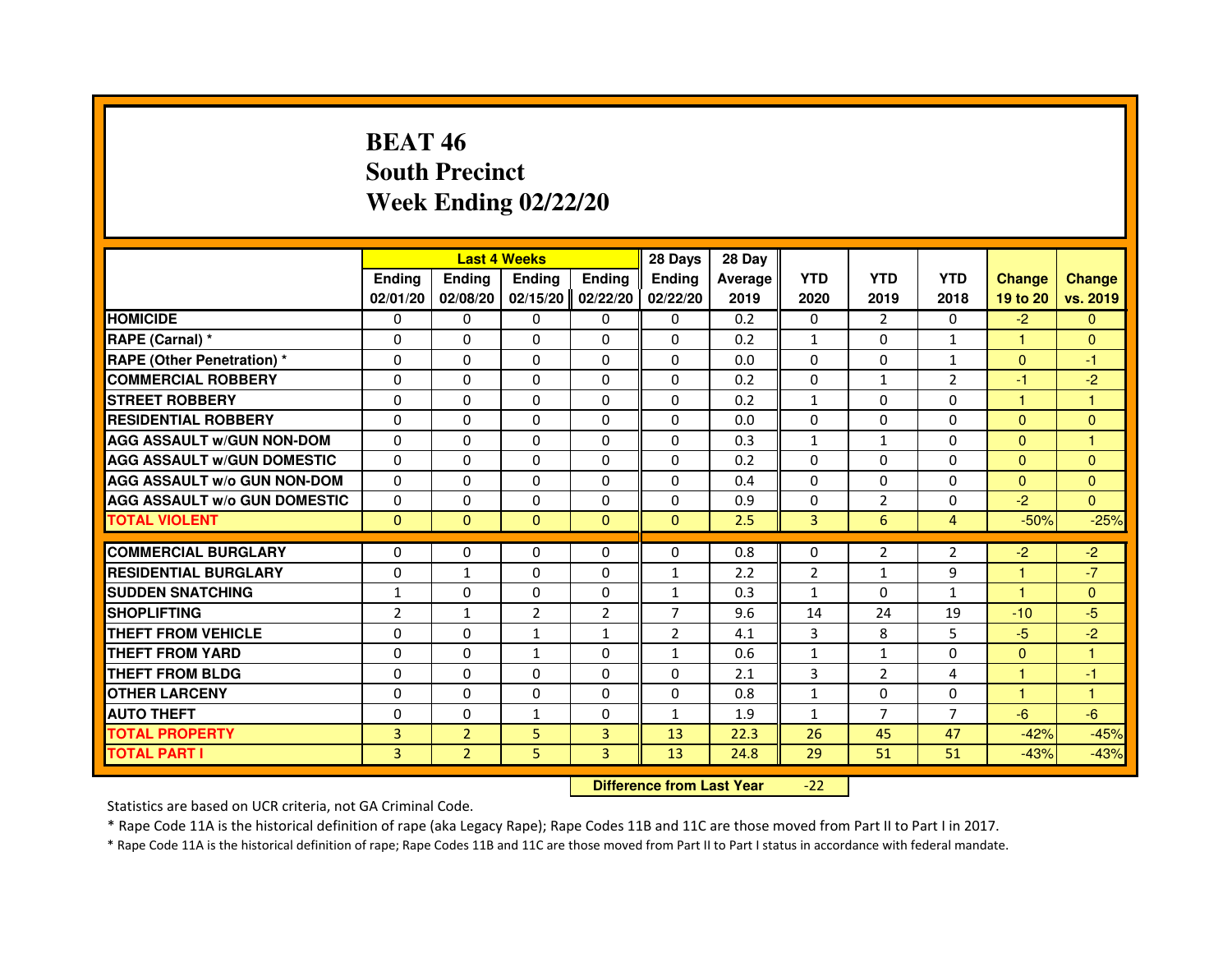# BEAT 46
# South Precinct
# Week Ending 02/22/20

| | Last 4 Weeks | | | | 28 Days | 28 Day | | | | | |
|---|---|---|---|---|---|---|---|---|---|---|---|
| | Ending 02/01/20 | Ending 02/08/20 | Ending 02/15/20 | Ending 02/22/20 | Ending 02/22/20 | Average 2019 | YTD 2020 | YTD 2019 | YTD 2018 | Change 19 to 20 | Change vs. 2019 |
| HOMICIDE | 0 | 0 | 0 | 0 | 0 | 0.2 | 0 | 2 | 0 | -2 | 0 |
| RAPE (Carnal) * | 0 | 0 | 0 | 0 | 0 | 0.2 | 1 | 0 | 1 | 1 | 0 |
| RAPE (Other Penetration) * | 0 | 0 | 0 | 0 | 0 | 0.0 | 0 | 0 | 1 | 0 | -1 |
| COMMERCIAL ROBBERY | 0 | 0 | 0 | 0 | 0 | 0.2 | 0 | 1 | 2 | -1 | -2 |
| STREET ROBBERY | 0 | 0 | 0 | 0 | 0 | 0.2 | 1 | 0 | 0 | 1 | 1 |
| RESIDENTIAL ROBBERY | 0 | 0 | 0 | 0 | 0 | 0.0 | 0 | 0 | 0 | 0 | 0 |
| AGG ASSAULT w/GUN NON-DOM | 0 | 0 | 0 | 0 | 0 | 0.3 | 1 | 1 | 0 | 0 | 1 |
| AGG ASSAULT w/GUN DOMESTIC | 0 | 0 | 0 | 0 | 0 | 0.2 | 0 | 0 | 0 | 0 | 0 |
| AGG ASSAULT w/o GUN NON-DOM | 0 | 0 | 0 | 0 | 0 | 0.4 | 0 | 0 | 0 | 0 | 0 |
| AGG ASSAULT w/o GUN DOMESTIC | 0 | 0 | 0 | 0 | 0 | 0.9 | 0 | 2 | 0 | -2 | 0 |
| TOTAL VIOLENT | 0 | 0 | 0 | 0 | 0 | 2.5 | 3 | 6 | 4 | -50% | -25% |
| COMMERCIAL BURGLARY | 0 | 0 | 0 | 0 | 0 | 0.8 | 0 | 2 | 2 | -2 | -2 |
| RESIDENTIAL BURGLARY | 0 | 1 | 0 | 0 | 1 | 2.2 | 2 | 1 | 9 | 1 | -7 |
| SUDDEN SNATCHING | 1 | 0 | 0 | 0 | 1 | 0.3 | 1 | 0 | 1 | 1 | 0 |
| SHOPLIFTING | 2 | 1 | 2 | 2 | 7 | 9.6 | 14 | 24 | 19 | -10 | -5 |
| THEFT FROM VEHICLE | 0 | 0 | 1 | 1 | 2 | 4.1 | 3 | 8 | 5 | -5 | -2 |
| THEFT FROM YARD | 0 | 0 | 1 | 0 | 1 | 0.6 | 1 | 1 | 0 | 0 | 1 |
| THEFT FROM BLDG | 0 | 0 | 0 | 0 | 0 | 2.1 | 3 | 2 | 4 | 1 | -1 |
| OTHER LARCENY | 0 | 0 | 0 | 0 | 0 | 0.8 | 1 | 0 | 0 | 1 | 1 |
| AUTO THEFT | 0 | 0 | 1 | 0 | 1 | 1.9 | 1 | 7 | 7 | -6 | -6 |
| TOTAL PROPERTY | 3 | 2 | 5 | 3 | 13 | 22.3 | 26 | 45 | 47 | -42% | -45% |
| TOTAL PART I | 3 | 2 | 5 | 3 | 13 | 24.8 | 29 | 51 | 51 | -43% | -43% |

**Difference from Last Year** -22

Statistics are based on UCR criteria, not GA Criminal Code.

* Rape Code 11A is the historical definition of rape (aka Legacy Rape); Rape Codes 11B and 11C are those moved from Part II to Part I in 2017.

* Rape Code 11A is the historical definition of rape; Rape Codes 11B and 11C are those moved from Part II to Part I status in accordance with federal mandate.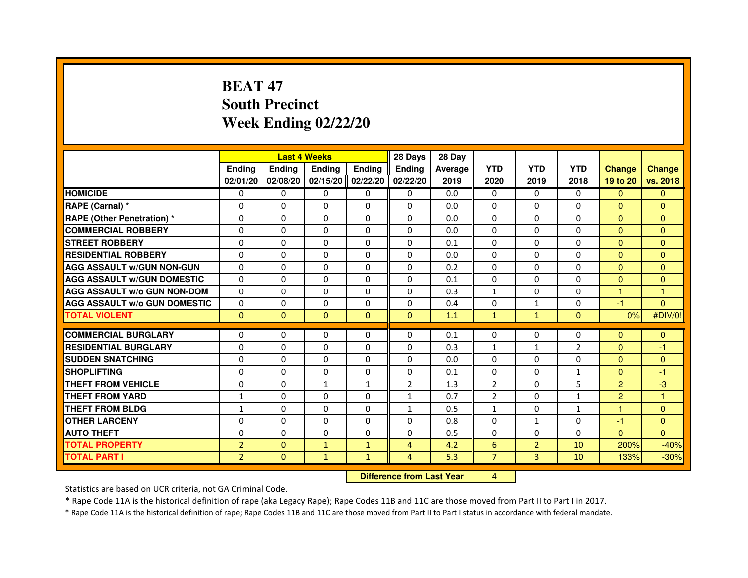# BEAT 47
# South Precinct
# Week Ending 02/22/20

| | Last 4 Weeks | | | | 28 Days | 28 Day | | | | | |
|---|---|---|---|---|---|---|---|---|---|---|---|
| | Ending 02/01/20 | Ending 02/08/20 | Ending 02/15/20 | Ending 02/22/20 | Ending 02/22/20 | Average 2019 | YTD 2020 | YTD 2019 | YTD 2018 | Change 19 to 20 | Change vs. 2018 |
| HOMICIDE | 0 | 0 | 0 | 0 | 0 | 0.0 | 0 | 0 | 0 | 0 | 0 |
| RAPE (Carnal) * | 0 | 0 | 0 | 0 | 0 | 0.0 | 0 | 0 | 0 | 0 | 0 |
| RAPE (Other Penetration) * | 0 | 0 | 0 | 0 | 0 | 0.0 | 0 | 0 | 0 | 0 | 0 |
| COMMERCIAL ROBBERY | 0 | 0 | 0 | 0 | 0 | 0.0 | 0 | 0 | 0 | 0 | 0 |
| STREET ROBBERY | 0 | 0 | 0 | 0 | 0 | 0.1 | 0 | 0 | 0 | 0 | 0 |
| RESIDENTIAL ROBBERY | 0 | 0 | 0 | 0 | 0 | 0.0 | 0 | 0 | 0 | 0 | 0 |
| AGG ASSAULT w/GUN NON-GUN | 0 | 0 | 0 | 0 | 0 | 0.2 | 0 | 0 | 0 | 0 | 0 |
| AGG ASSAULT w/GUN DOMESTIC | 0 | 0 | 0 | 0 | 0 | 0.1 | 0 | 0 | 0 | 0 | 0 |
| AGG ASSAULT w/o GUN NON-DOM | 0 | 0 | 0 | 0 | 0 | 0.3 | 1 | 0 | 0 | 1 | 1 |
| AGG ASSAULT w/o GUN DOMESTIC | 0 | 0 | 0 | 0 | 0 | 0.4 | 0 | 1 | 0 | -1 | 0 |
| TOTAL VIOLENT | 0 | 0 | 0 | 0 | 0 | 1.1 | 1 | 1 | 0 | 0% | #DIV/0! |
| COMMERCIAL BURGLARY | 0 | 0 | 0 | 0 | 0 | 0.1 | 0 | 0 | 0 | 0 | 0 |
| RESIDENTIAL BURGLARY | 0 | 0 | 0 | 0 | 0 | 0.3 | 1 | 1 | 2 | 0 | -1 |
| SUDDEN SNATCHING | 0 | 0 | 0 | 0 | 0 | 0.0 | 0 | 0 | 0 | 0 | 0 |
| SHOPLIFTING | 0 | 0 | 0 | 0 | 0 | 0.1 | 0 | 0 | 1 | 0 | -1 |
| THEFT FROM VEHICLE | 0 | 0 | 1 | 1 | 2 | 1.3 | 2 | 0 | 5 | 2 | -3 |
| THEFT FROM YARD | 1 | 0 | 0 | 0 | 1 | 0.7 | 2 | 0 | 1 | 2 | 1 |
| THEFT FROM BLDG | 1 | 0 | 0 | 0 | 1 | 0.5 | 1 | 0 | 1 | 1 | 0 |
| OTHER LARCENY | 0 | 0 | 0 | 0 | 0 | 0.8 | 0 | 1 | 0 | -1 | 0 |
| AUTO THEFT | 0 | 0 | 0 | 0 | 0 | 0.5 | 0 | 0 | 0 | 0 | 0 |
| TOTAL PROPERTY | 2 | 0 | 1 | 1 | 4 | 4.2 | 6 | 2 | 10 | 200% | -40% |
| TOTAL PART I | 2 | 0 | 1 | 1 | 4 | 5.3 | 7 | 3 | 10 | 133% | -30% |

**Difference from Last Year** 4

Statistics are based on UCR criteria, not GA Criminal Code.

* Rape Code 11A is the historical definition of rape (aka Legacy Rape); Rape Codes 11B and 11C are those moved from Part II to Part I in 2017.

* Rape Code 11A is the historical definition of rape; Rape Codes 11B and 11C are those moved from Part II to Part I status in accordance with federal mandate.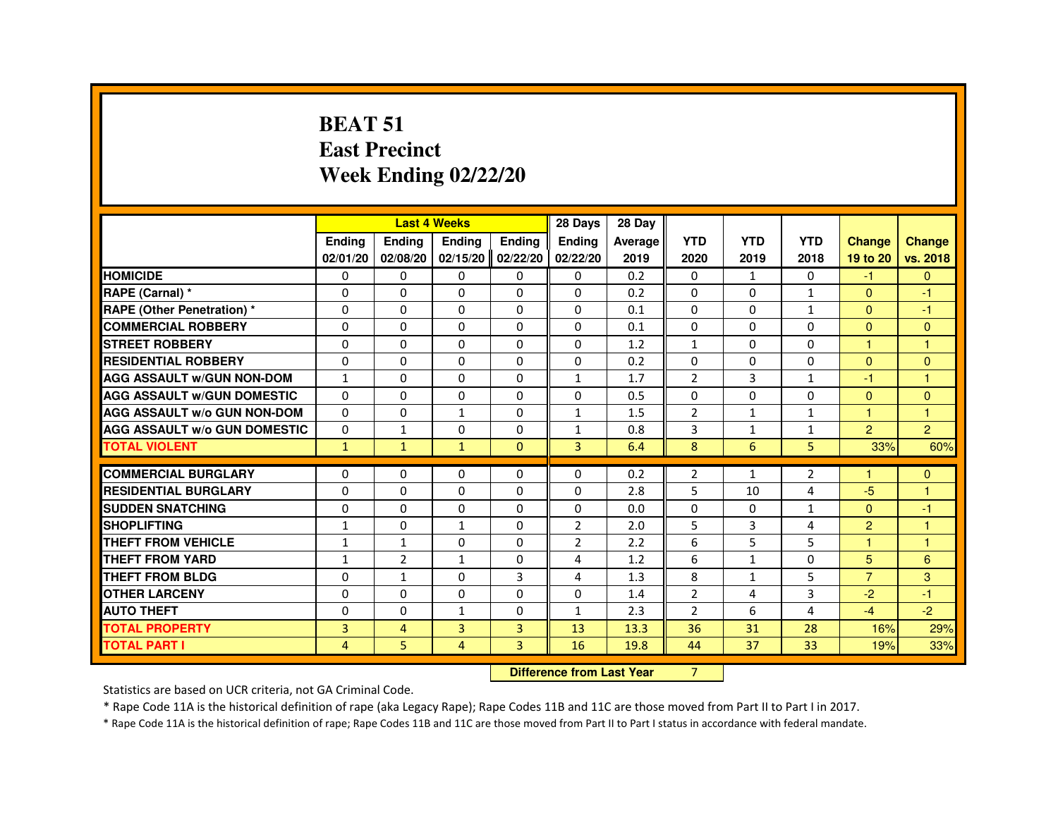# BEAT 51
# East Precinct
# Week Ending 02/22/20

| | Last 4 Weeks | | | | 28 Days | 28 Day | | | | | |
|---|---|---|---|---|---|---|---|---|---|---|---|
| | Ending 02/01/20 | Ending 02/08/20 | Ending 02/15/20 | Ending 02/22/20 | Ending 02/22/20 | Average 2019 | YTD 2020 | YTD 2019 | YTD 2018 | Change 19 to 20 | Change vs. 2018 |
| HOMICIDE | 0 | 0 | 0 | 0 | 0 | 0.2 | 0 | 1 | 0 | -1 | 0 |
| RAPE (Carnal) * | 0 | 0 | 0 | 0 | 0 | 0.2 | 0 | 0 | 1 | 0 | -1 |
| RAPE (Other Penetration) * | 0 | 0 | 0 | 0 | 0 | 0.1 | 0 | 0 | 1 | 0 | -1 |
| COMMERCIAL ROBBERY | 0 | 0 | 0 | 0 | 0 | 0.1 | 0 | 0 | 0 | 0 | 0 |
| STREET ROBBERY | 0 | 0 | 0 | 0 | 0 | 1.2 | 1 | 0 | 0 | 1 | 1 |
| RESIDENTIAL ROBBERY | 0 | 0 | 0 | 0 | 0 | 0.2 | 0 | 0 | 0 | 0 | 0 |
| AGG ASSAULT w/GUN NON-DOM | 1 | 0 | 0 | 0 | 1 | 1.7 | 2 | 3 | 1 | -1 | 1 |
| AGG ASSAULT w/GUN DOMESTIC | 0 | 0 | 0 | 0 | 0 | 0.5 | 0 | 0 | 0 | 0 | 0 |
| AGG ASSAULT w/o GUN NON-DOM | 0 | 0 | 1 | 0 | 1 | 1.5 | 2 | 1 | 1 | 1 | 1 |
| AGG ASSAULT w/o GUN DOMESTIC | 0 | 1 | 0 | 0 | 1 | 0.8 | 3 | 1 | 1 | 2 | 2 |
| TOTAL VIOLENT | 1 | 1 | 1 | 0 | 3 | 6.4 | 8 | 6 | 5 | 33% | 60% |
| COMMERCIAL BURGLARY | 0 | 0 | 0 | 0 | 0 | 0.2 | 2 | 1 | 2 | 1 | 0 |
| RESIDENTIAL BURGLARY | 0 | 0 | 0 | 0 | 0 | 2.8 | 5 | 10 | 4 | -5 | 1 |
| SUDDEN SNATCHING | 0 | 0 | 0 | 0 | 0 | 0.0 | 0 | 0 | 1 | 0 | -1 |
| SHOPLIFTING | 1 | 0 | 1 | 0 | 2 | 2.0 | 5 | 3 | 4 | 2 | 1 |
| THEFT FROM VEHICLE | 1 | 1 | 0 | 0 | 2 | 2.2 | 6 | 5 | 5 | 1 | 1 |
| THEFT FROM YARD | 1 | 2 | 1 | 0 | 4 | 1.2 | 6 | 1 | 0 | 5 | 6 |
| THEFT FROM BLDG | 0 | 1 | 0 | 3 | 4 | 1.3 | 8 | 1 | 5 | 7 | 3 |
| OTHER LARCENY | 0 | 0 | 0 | 0 | 0 | 1.4 | 2 | 4 | 3 | -2 | -1 |
| AUTO THEFT | 0 | 0 | 1 | 0 | 1 | 2.3 | 2 | 6 | 4 | -4 | -2 |
| TOTAL PROPERTY | 3 | 4 | 3 | 3 | 13 | 13.3 | 36 | 31 | 28 | 16% | 29% |
| TOTAL PART I | 4 | 5 | 4 | 3 | 16 | 19.8 | 44 | 37 | 33 | 19% | 33% |

**Difference from Last Year** 7

Statistics are based on UCR criteria, not GA Criminal Code.

* Rape Code 11A is the historical definition of rape (aka Legacy Rape); Rape Codes 11B and 11C are those moved from Part II to Part I in 2017.

* Rape Code 11A is the historical definition of rape; Rape Codes 11B and 11C are those moved from Part II to Part I status in accordance with federal mandate.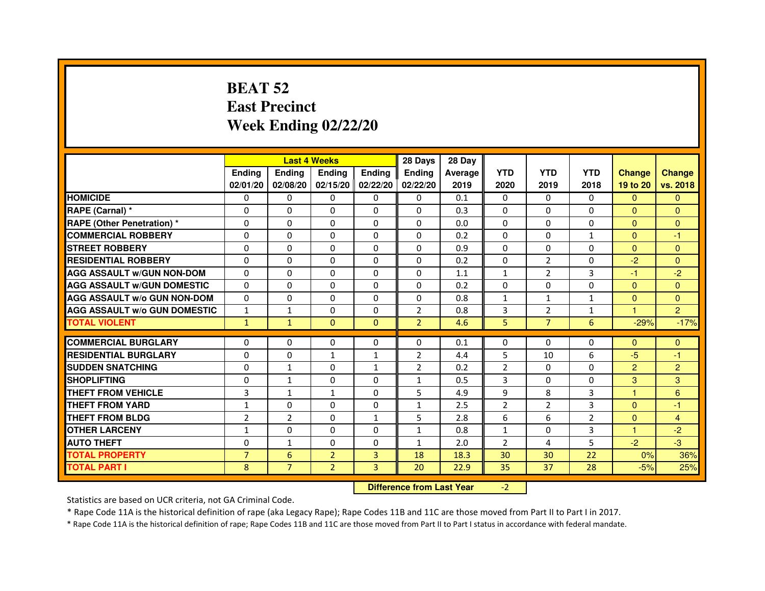# BEAT 52
# East Precinct
# Week Ending 02/22/20

| | Last 4 Weeks | | | | 28 Days | 28 Day | | | | | |
|---|---|---|---|---|---|---|---|---|---|---|---|
| | Ending 02/01/20 | Ending 02/08/20 | Ending 02/15/20 | Ending 02/22/20 | Ending 02/22/20 | Average 2019 | YTD 2020 | YTD 2019 | YTD 2018 | Change 19 to 20 | Change vs. 2018 |
| HOMICIDE | 0 | 0 | 0 | 0 | 0 | 0.1 | 0 | 0 | 0 | 0 | 0 |
| RAPE (Carnal) * | 0 | 0 | 0 | 0 | 0 | 0.3 | 0 | 0 | 0 | 0 | 0 |
| RAPE (Other Penetration) * | 0 | 0 | 0 | 0 | 0 | 0.0 | 0 | 0 | 0 | 0 | 0 |
| COMMERCIAL ROBBERY | 0 | 0 | 0 | 0 | 0 | 0.2 | 0 | 0 | 1 | 0 | -1 |
| STREET ROBBERY | 0 | 0 | 0 | 0 | 0 | 0.9 | 0 | 0 | 0 | 0 | 0 |
| RESIDENTIAL ROBBERY | 0 | 0 | 0 | 0 | 0 | 0.2 | 0 | 2 | 0 | -2 | 0 |
| AGG ASSAULT w/GUN NON-DOM | 0 | 0 | 0 | 0 | 0 | 1.1 | 1 | 2 | 3 | -1 | -2 |
| AGG ASSAULT w/GUN DOMESTIC | 0 | 0 | 0 | 0 | 0 | 0.2 | 0 | 0 | 0 | 0 | 0 |
| AGG ASSAULT w/o GUN NON-DOM | 0 | 0 | 0 | 0 | 0 | 0.8 | 1 | 1 | 1 | 0 | 0 |
| AGG ASSAULT w/o GUN DOMESTIC | 1 | 1 | 0 | 0 | 2 | 0.8 | 3 | 2 | 1 | 1 | 2 |
| TOTAL VIOLENT | 1 | 1 | 0 | 0 | 2 | 4.6 | 5 | 7 | 6 | -29% | -17% |
| COMMERCIAL BURGLARY | 0 | 0 | 0 | 0 | 0 | 0.1 | 0 | 0 | 0 | 0 | 0 |
| RESIDENTIAL BURGLARY | 0 | 0 | 1 | 1 | 2 | 4.4 | 5 | 10 | 6 | -5 | -1 |
| SUDDEN SNATCHING | 0 | 1 | 0 | 1 | 2 | 0.2 | 2 | 0 | 0 | 2 | 2 |
| SHOPLIFTING | 0 | 1 | 0 | 0 | 1 | 0.5 | 3 | 0 | 0 | 3 | 3 |
| THEFT FROM VEHICLE | 3 | 1 | 1 | 0 | 5 | 4.9 | 9 | 8 | 3 | 1 | 6 |
| THEFT FROM YARD | 1 | 0 | 0 | 0 | 1 | 2.5 | 2 | 2 | 3 | 0 | -1 |
| THEFT FROM BLDG | 2 | 2 | 0 | 1 | 5 | 2.8 | 6 | 6 | 2 | 0 | 4 |
| OTHER LARCENY | 1 | 0 | 0 | 0 | 1 | 0.8 | 1 | 0 | 3 | 1 | -2 |
| AUTO THEFT | 0 | 1 | 0 | 0 | 1 | 2.0 | 2 | 4 | 5 | -2 | -3 |
| TOTAL PROPERTY | 7 | 6 | 2 | 3 | 18 | 18.3 | 30 | 30 | 22 | 0% | 36% |
| TOTAL PART I | 8 | 7 | 2 | 3 | 20 | 22.9 | 35 | 37 | 28 | -5% | 25% |

**Difference from Last Year** -2

Statistics are based on UCR criteria, not GA Criminal Code.

* Rape Code 11A is the historical definition of rape (aka Legacy Rape); Rape Codes 11B and 11C are those moved from Part II to Part I in 2017.

* Rape Code 11A is the historical definition of rape; Rape Codes 11B and 11C are those moved from Part II to Part I status in accordance with federal mandate.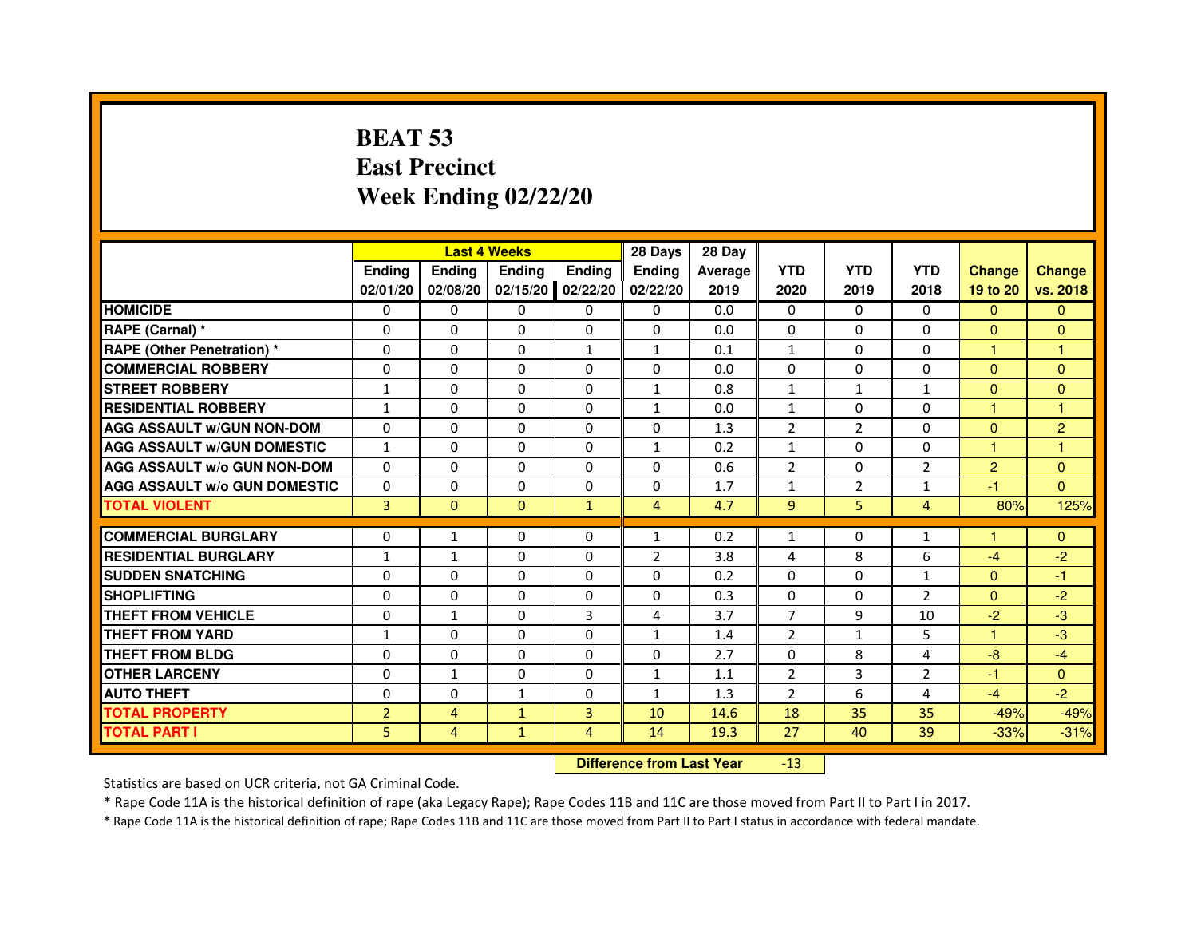# BEAT 53
# East Precinct
# Week Ending 02/22/20

| | Last 4 Weeks | | | | 28 Days | 28 Day | | | | | |
|---|---|---|---|---|---|---|---|---|---|---|---|
| | Ending 02/01/20 | Ending 02/08/20 | Ending 02/15/20 | Ending 02/22/20 | Ending 02/22/20 | Average 2019 | YTD 2020 | YTD 2019 | YTD 2018 | Change 19 to 20 | Change vs. 2018 |
| HOMICIDE | 0 | 0 | 0 | 0 | 0 | 0.0 | 0 | 0 | 0 | 0 | 0 |
| RAPE (Carnal) * | 0 | 0 | 0 | 0 | 0 | 0.0 | 0 | 0 | 0 | 0 | 0 |
| RAPE (Other Penetration) * | 0 | 0 | 0 | 1 | 1 | 0.1 | 1 | 0 | 0 | 1 | 1 |
| COMMERCIAL ROBBERY | 0 | 0 | 0 | 0 | 0 | 0.0 | 0 | 0 | 0 | 0 | 0 |
| STREET ROBBERY | 1 | 0 | 0 | 0 | 1 | 0.8 | 1 | 1 | 1 | 0 | 0 |
| RESIDENTIAL ROBBERY | 1 | 0 | 0 | 0 | 1 | 0.0 | 1 | 0 | 0 | 1 | 1 |
| AGG ASSAULT w/GUN NON-DOM | 0 | 0 | 0 | 0 | 0 | 1.3 | 2 | 2 | 0 | 0 | 2 |
| AGG ASSAULT w/GUN DOMESTIC | 1 | 0 | 0 | 0 | 1 | 0.2 | 1 | 0 | 0 | 1 | 1 |
| AGG ASSAULT w/o GUN NON-DOM | 0 | 0 | 0 | 0 | 0 | 0.6 | 2 | 0 | 2 | 2 | 0 |
| AGG ASSAULT w/o GUN DOMESTIC | 0 | 0 | 0 | 0 | 0 | 1.7 | 1 | 2 | 1 | -1 | 0 |
| TOTAL VIOLENT | 3 | 0 | 0 | 1 | 4 | 4.7 | 9 | 5 | 4 | 80% | 125% |
| COMMERCIAL BURGLARY | 0 | 1 | 0 | 0 | 1 | 0.2 | 1 | 0 | 1 | 1 | 0 |
| RESIDENTIAL BURGLARY | 1 | 1 | 0 | 0 | 2 | 3.8 | 4 | 8 | 6 | -4 | -2 |
| SUDDEN SNATCHING | 0 | 0 | 0 | 0 | 0 | 0.2 | 0 | 0 | 1 | 0 | -1 |
| SHOPLIFTING | 0 | 0 | 0 | 0 | 0 | 0.3 | 0 | 0 | 2 | 0 | -2 |
| THEFT FROM VEHICLE | 0 | 1 | 0 | 3 | 4 | 3.7 | 7 | 9 | 10 | -2 | -3 |
| THEFT FROM YARD | 1 | 0 | 0 | 0 | 1 | 1.4 | 2 | 1 | 5 | 1 | -3 |
| THEFT FROM BLDG | 0 | 0 | 0 | 0 | 0 | 2.7 | 0 | 8 | 4 | -8 | -4 |
| OTHER LARCENY | 0 | 1 | 0 | 0 | 1 | 1.1 | 2 | 3 | 2 | -1 | 0 |
| AUTO THEFT | 0 | 0 | 1 | 0 | 1 | 1.3 | 2 | 6 | 4 | -4 | -2 |
| TOTAL PROPERTY | 2 | 4 | 1 | 3 | 10 | 14.6 | 18 | 35 | 35 | -49% | -49% |
| TOTAL PART I | 5 | 4 | 1 | 4 | 14 | 19.3 | 27 | 40 | 39 | -33% | -31% |

**Difference from Last Year** -13

Statistics are based on UCR criteria, not GA Criminal Code.

* Rape Code 11A is the historical definition of rape (aka Legacy Rape); Rape Codes 11B and 11C are those moved from Part II to Part I in 2017.

* Rape Code 11A is the historical definition of rape; Rape Codes 11B and 11C are those moved from Part II to Part I status in accordance with federal mandate.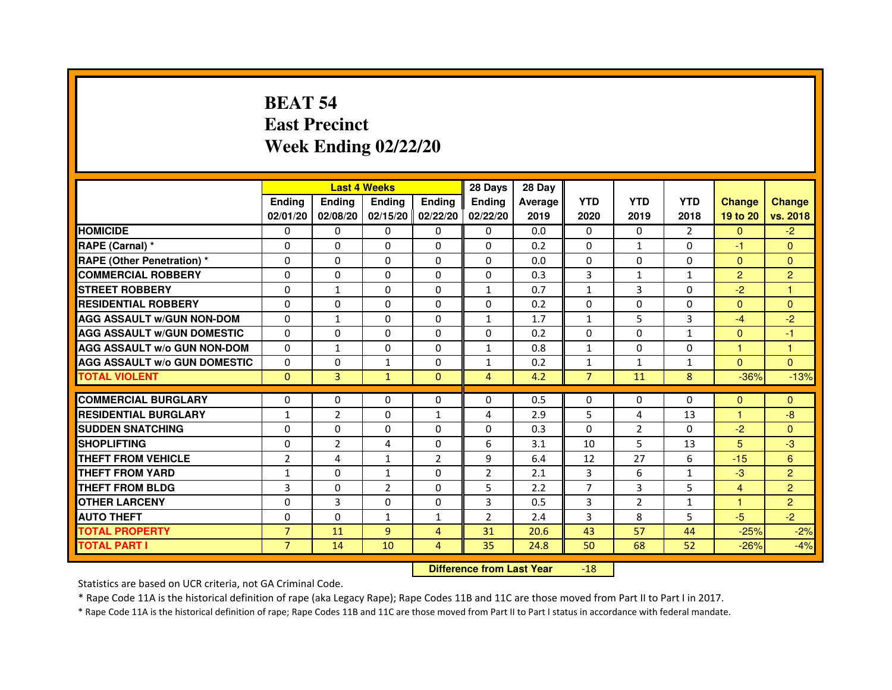# BEAT 54
# East Precinct
# Week Ending 02/22/20

| | Last 4 Weeks | | | | 28 Days | 28 Day | | | | | |
|---|---|---|---|---|---|---|---|---|---|---|---|
| | Ending 02/01/20 | Ending 02/08/20 | Ending 02/15/20 | Ending 02/22/20 | Ending 02/22/20 | Average 2019 | YTD 2020 | YTD 2019 | YTD 2018 | Change 19 to 20 | Change vs. 2018 |
| HOMICIDE | 0 | 0 | 0 | 0 | 0 | 0.0 | 0 | 0 | 2 | 0 | -2 |
| RAPE (Carnal) * | 0 | 0 | 0 | 0 | 0 | 0.2 | 0 | 1 | 0 | -1 | 0 |
| RAPE (Other Penetration) * | 0 | 0 | 0 | 0 | 0 | 0.0 | 0 | 0 | 0 | 0 | 0 |
| COMMERCIAL ROBBERY | 0 | 0 | 0 | 0 | 0 | 0.3 | 3 | 1 | 1 | 2 | 2 |
| STREET ROBBERY | 0 | 1 | 0 | 0 | 1 | 0.7 | 1 | 3 | 0 | -2 | 1 |
| RESIDENTIAL ROBBERY | 0 | 0 | 0 | 0 | 0 | 0.2 | 0 | 0 | 0 | 0 | 0 |
| AGG ASSAULT w/GUN NON-DOM | 0 | 1 | 0 | 0 | 1 | 1.7 | 1 | 5 | 3 | -4 | -2 |
| AGG ASSAULT w/GUN DOMESTIC | 0 | 0 | 0 | 0 | 0 | 0.2 | 0 | 0 | 1 | 0 | -1 |
| AGG ASSAULT w/o GUN NON-DOM | 0 | 1 | 0 | 0 | 1 | 0.8 | 1 | 0 | 0 | 1 | 1 |
| AGG ASSAULT w/o GUN DOMESTIC | 0 | 0 | 1 | 0 | 1 | 0.2 | 1 | 1 | 1 | 0 | 0 |
| TOTAL VIOLENT | 0 | 3 | 1 | 0 | 4 | 4.2 | 7 | 11 | 8 | -36% | -13% |
| COMMERCIAL BURGLARY | 0 | 0 | 0 | 0 | 0 | 0.5 | 0 | 0 | 0 | 0 | 0 |
| RESIDENTIAL BURGLARY | 1 | 2 | 0 | 1 | 4 | 2.9 | 5 | 4 | 13 | 1 | -8 |
| SUDDEN SNATCHING | 0 | 0 | 0 | 0 | 0 | 0.3 | 0 | 2 | 0 | -2 | 0 |
| SHOPLIFTING | 0 | 2 | 4 | 0 | 6 | 3.1 | 10 | 5 | 13 | 5 | -3 |
| THEFT FROM VEHICLE | 2 | 4 | 1 | 2 | 9 | 6.4 | 12 | 27 | 6 | -15 | 6 |
| THEFT FROM YARD | 1 | 0 | 1 | 0 | 2 | 2.1 | 3 | 6 | 1 | -3 | 2 |
| THEFT FROM BLDG | 3 | 0 | 2 | 0 | 5 | 2.2 | 7 | 3 | 5 | 4 | 2 |
| OTHER LARCENY | 0 | 3 | 0 | 0 | 3 | 0.5 | 3 | 2 | 1 | 1 | 2 |
| AUTO THEFT | 0 | 0 | 1 | 1 | 2 | 2.4 | 3 | 8 | 5 | -5 | -2 |
| TOTAL PROPERTY | 7 | 11 | 9 | 4 | 31 | 20.6 | 43 | 57 | 44 | -25% | -2% |
| TOTAL PART I | 7 | 14 | 10 | 4 | 35 | 24.8 | 50 | 68 | 52 | -26% | -4% |

**Difference from Last Year** -18

Statistics are based on UCR criteria, not GA Criminal Code.

* Rape Code 11A is the historical definition of rape (aka Legacy Rape); Rape Codes 11B and 11C are those moved from Part II to Part I in 2017.

* Rape Code 11A is the historical definition of rape; Rape Codes 11B and 11C are those moved from Part II to Part I status in accordance with federal mandate.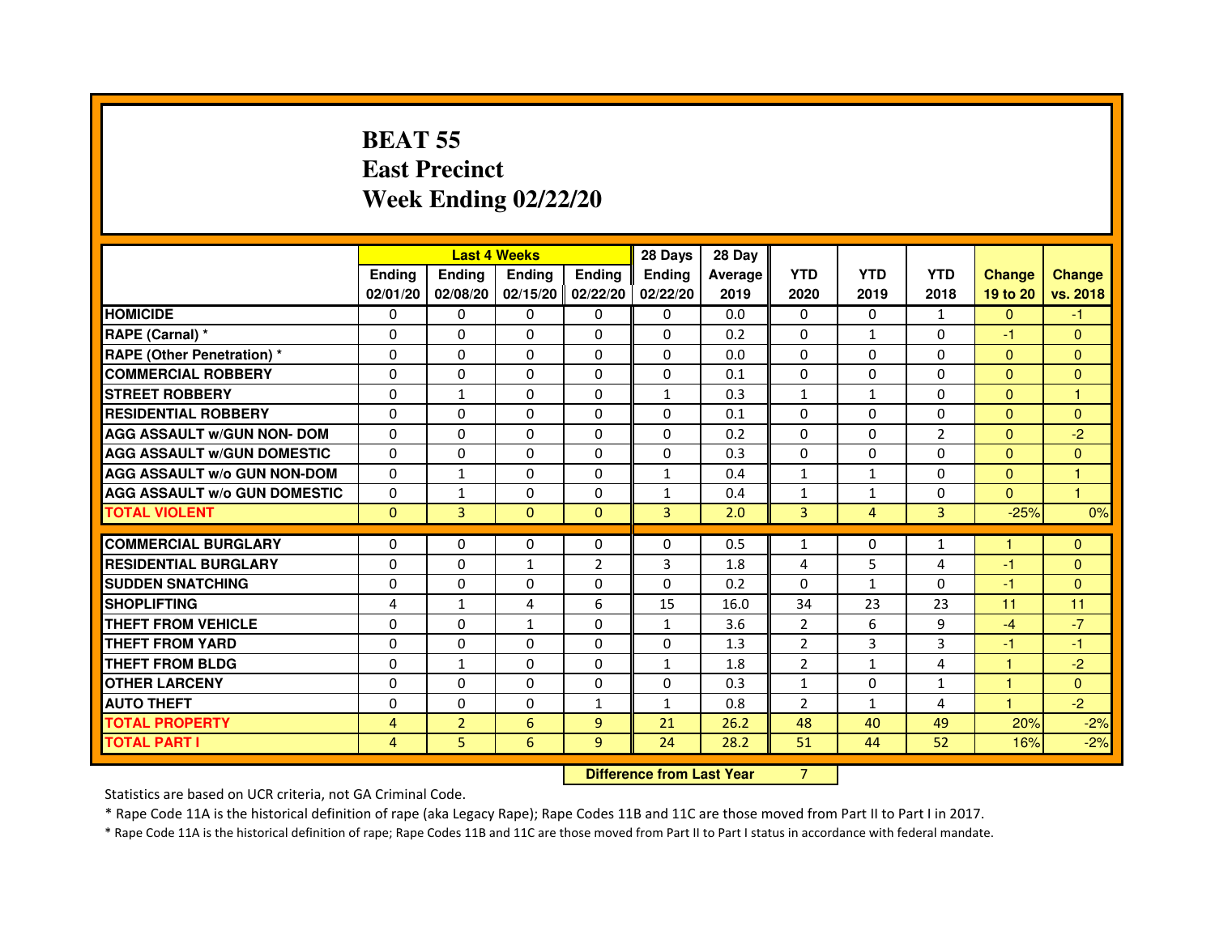# BEAT 55
# East Precinct
# Week Ending 02/22/20

| | Last 4 Weeks | | | | 28 Days | 28 Day | | | | | |
|---|---|---|---|---|---|---|---|---|---|---|---|
| | Ending 02/01/20 | Ending 02/08/20 | Ending 02/15/20 | Ending 02/22/20 | Ending 02/22/20 | Average 2019 | YTD 2020 | YTD 2019 | YTD 2018 | Change 19 to 20 | Change vs. 2018 |
| HOMICIDE | 0 | 0 | 0 | 0 | 0 | 0.0 | 0 | 0 | 1 | 0 | -1 |
| RAPE (Carnal) * | 0 | 0 | 0 | 0 | 0 | 0.2 | 0 | 1 | 0 | -1 | 0 |
| RAPE (Other Penetration) * | 0 | 0 | 0 | 0 | 0 | 0.0 | 0 | 0 | 0 | 0 | 0 |
| COMMERCIAL ROBBERY | 0 | 0 | 0 | 0 | 0 | 0.1 | 0 | 0 | 0 | 0 | 0 |
| STREET ROBBERY | 0 | 1 | 0 | 0 | 1 | 0.3 | 1 | 1 | 0 | 0 | 1 |
| RESIDENTIAL ROBBERY | 0 | 0 | 0 | 0 | 0 | 0.1 | 0 | 0 | 0 | 0 | 0 |
| AGG ASSAULT w/GUN NON- DOM | 0 | 0 | 0 | 0 | 0 | 0.2 | 0 | 0 | 2 | 0 | -2 |
| AGG ASSAULT w/GUN DOMESTIC | 0 | 0 | 0 | 0 | 0 | 0.3 | 0 | 0 | 0 | 0 | 0 |
| AGG ASSAULT w/o GUN NON-DOM | 0 | 1 | 0 | 0 | 1 | 0.4 | 1 | 1 | 0 | 0 | 1 |
| AGG ASSAULT w/o GUN DOMESTIC | 0 | 1 | 0 | 0 | 1 | 0.4 | 1 | 1 | 0 | 0 | 1 |
| TOTAL VIOLENT | 0 | 3 | 0 | 0 | 3 | 2.0 | 3 | 4 | 3 | -25% | 0% |
| COMMERCIAL BURGLARY | 0 | 0 | 0 | 0 | 0 | 0.5 | 1 | 0 | 1 | 1 | 0 |
| RESIDENTIAL BURGLARY | 0 | 0 | 1 | 2 | 3 | 1.8 | 4 | 5 | 4 | -1 | 0 |
| SUDDEN SNATCHING | 0 | 0 | 0 | 0 | 0 | 0.2 | 0 | 1 | 0 | -1 | 0 |
| SHOPLIFTING | 4 | 1 | 4 | 6 | 15 | 16.0 | 34 | 23 | 23 | 11 | 11 |
| THEFT FROM VEHICLE | 0 | 0 | 1 | 0 | 1 | 3.6 | 2 | 6 | 9 | -4 | -7 |
| THEFT FROM YARD | 0 | 0 | 0 | 0 | 0 | 1.3 | 2 | 3 | 3 | -1 | -1 |
| THEFT FROM BLDG | 0 | 1 | 0 | 0 | 1 | 1.8 | 2 | 1 | 4 | 1 | -2 |
| OTHER LARCENY | 0 | 0 | 0 | 0 | 0 | 0.3 | 1 | 0 | 1 | 1 | 0 |
| AUTO THEFT | 0 | 0 | 0 | 1 | 1 | 0.8 | 2 | 1 | 4 | 1 | -2 |
| TOTAL PROPERTY | 4 | 2 | 6 | 9 | 21 | 26.2 | 48 | 40 | 49 | 20% | -2% |
| TOTAL PART I | 4 | 5 | 6 | 9 | 24 | 28.2 | 51 | 44 | 52 | 16% | -2% |

**Difference from Last Year** 7

Statistics are based on UCR criteria, not GA Criminal Code.

* Rape Code 11A is the historical definition of rape (aka Legacy Rape); Rape Codes 11B and 11C are those moved from Part II to Part I in 2017.

* Rape Code 11A is the historical definition of rape; Rape Codes 11B and 11C are those moved from Part II to Part I status in accordance with federal mandate.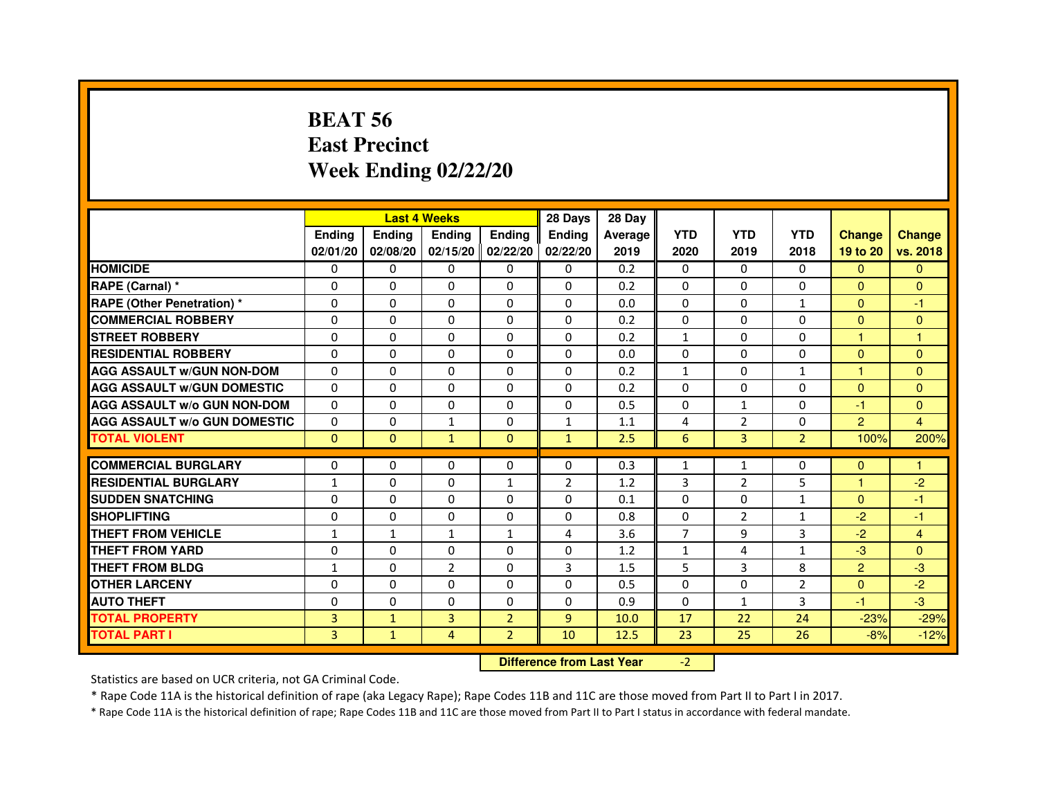# BEAT 56
# East Precinct
# Week Ending 02/22/20

| | Last 4 Weeks | | | | 28 Days | 28 Day | | | | | |
|---|---|---|---|---|---|---|---|---|---|---|---|
| | Ending 02/01/20 | Ending 02/08/20 | Ending 02/15/20 | Ending 02/22/20 | Ending 02/22/20 | Average 2019 | YTD 2020 | YTD 2019 | YTD 2018 | Change 19 to 20 | Change vs. 2018 |
| HOMICIDE | 0 | 0 | 0 | 0 | 0 | 0.2 | 0 | 0 | 0 | 0 | 0 |
| RAPE (Carnal) * | 0 | 0 | 0 | 0 | 0 | 0.2 | 0 | 0 | 0 | 0 | 0 |
| RAPE (Other Penetration) * | 0 | 0 | 0 | 0 | 0 | 0.0 | 0 | 0 | 1 | 0 | -1 |
| COMMERCIAL ROBBERY | 0 | 0 | 0 | 0 | 0 | 0.2 | 0 | 0 | 0 | 0 | 0 |
| STREET ROBBERY | 0 | 0 | 0 | 0 | 0 | 0.2 | 1 | 0 | 0 | 1 | 1 |
| RESIDENTIAL ROBBERY | 0 | 0 | 0 | 0 | 0 | 0.0 | 0 | 0 | 0 | 0 | 0 |
| AGG ASSAULT w/GUN NON-DOM | 0 | 0 | 0 | 0 | 0 | 0.2 | 1 | 0 | 1 | 1 | 0 |
| AGG ASSAULT w/GUN DOMESTIC | 0 | 0 | 0 | 0 | 0 | 0.2 | 0 | 0 | 0 | 0 | 0 |
| AGG ASSAULT w/o GUN NON-DOM | 0 | 0 | 0 | 0 | 0 | 0.5 | 0 | 1 | 0 | -1 | 0 |
| AGG ASSAULT w/o GUN DOMESTIC | 0 | 0 | 1 | 0 | 1 | 1.1 | 4 | 2 | 0 | 2 | 4 |
| TOTAL VIOLENT | 0 | 0 | 1 | 0 | 1 | 2.5 | 6 | 3 | 2 | 100% | 200% |
| COMMERCIAL BURGLARY | 0 | 0 | 0 | 0 | 0 | 0.3 | 1 | 1 | 0 | 0 | 1 |
| RESIDENTIAL BURGLARY | 1 | 0 | 0 | 1 | 2 | 1.2 | 3 | 2 | 5 | 1 | -2 |
| SUDDEN SNATCHING | 0 | 0 | 0 | 0 | 0 | 0.1 | 0 | 0 | 1 | 0 | -1 |
| SHOPLIFTING | 0 | 0 | 0 | 0 | 0 | 0.8 | 0 | 2 | 1 | -2 | -1 |
| THEFT FROM VEHICLE | 1 | 1 | 1 | 1 | 4 | 3.6 | 7 | 9 | 3 | -2 | 4 |
| THEFT FROM YARD | 0 | 0 | 0 | 0 | 0 | 1.2 | 1 | 4 | 1 | -3 | 0 |
| THEFT FROM BLDG | 1 | 0 | 2 | 0 | 3 | 1.5 | 5 | 3 | 8 | 2 | -3 |
| OTHER LARCENY | 0 | 0 | 0 | 0 | 0 | 0.5 | 0 | 0 | 2 | 0 | -2 |
| AUTO THEFT | 0 | 0 | 0 | 0 | 0 | 0.9 | 0 | 1 | 3 | -1 | -3 |
| TOTAL PROPERTY | 3 | 1 | 3 | 2 | 9 | 10.0 | 17 | 22 | 24 | -23% | -29% |
| TOTAL PART I | 3 | 1 | 4 | 2 | 10 | 12.5 | 23 | 25 | 26 | -8% | -12% |

**Difference from Last Year** -2

Statistics are based on UCR criteria, not GA Criminal Code.

* Rape Code 11A is the historical definition of rape (aka Legacy Rape); Rape Codes 11B and 11C are those moved from Part II to Part I in 2017.

* Rape Code 11A is the historical definition of rape; Rape Codes 11B and 11C are those moved from Part II to Part I status in accordance with federal mandate.